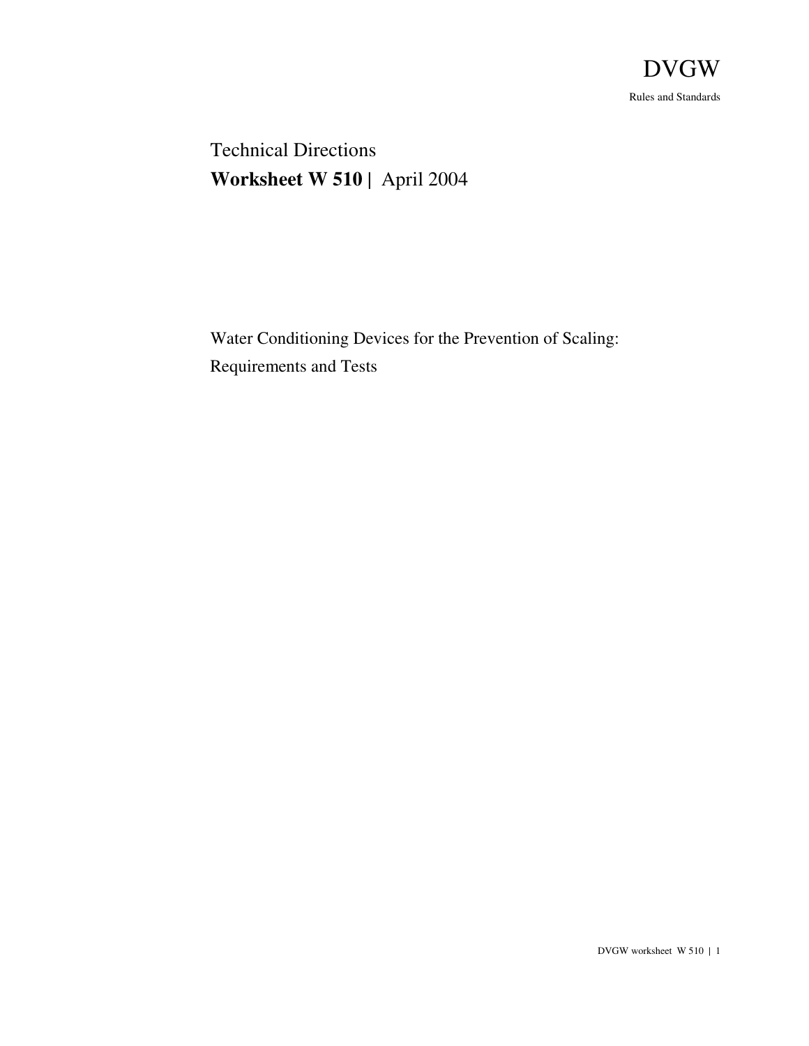DVGW

Rules and Standards

Technical Directions

**Worksheet W 510 |** April 2004

Water Conditioning Devices for the Prevention of Scaling: Requirements and Tests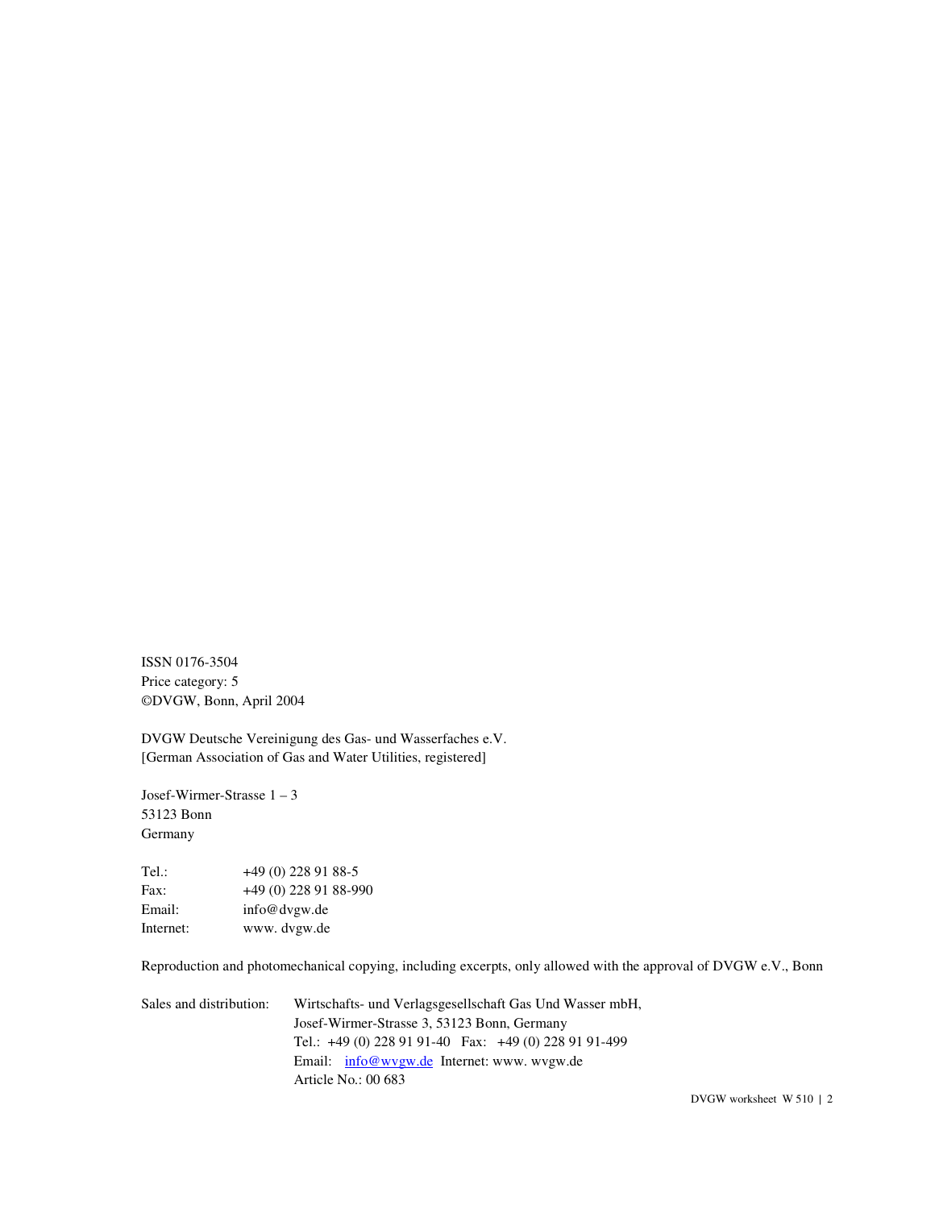ISSN 0176-3504
Price category: 5
©DVGW, Bonn, April 2004

DVGW Deutsche Vereinigung des Gas- und Wasserfaches e.V.
[German Association of Gas and Water Utilities, registered]

Josef-Wirmer-Strasse 1 – 3
53123 Bonn
Germany

| | |
|---|---|
| Tel.: | +49 (0) 228 91 88-5 |
| Fax: | +49 (0) 228 91 88-990 |
| Email: | info@dvgw.de |
| Internet: | www. dvgw.de |

Reproduction and photomechanical copying, including excerpts, only allowed with the approval of DVGW e.V., Bonn

Sales and distribution: Wirtschafts- und Verlagsgesellschaft Gas Und Wasser mbH,
Josef-Wirmer-Strasse 3, 53123 Bonn, Germany
Tel.: +49 (0) 228 91 91-40 Fax: +49 (0) 228 91 91-499
Email: info@wvgw.de Internet: www. wvgw.de
Article No.: 00 683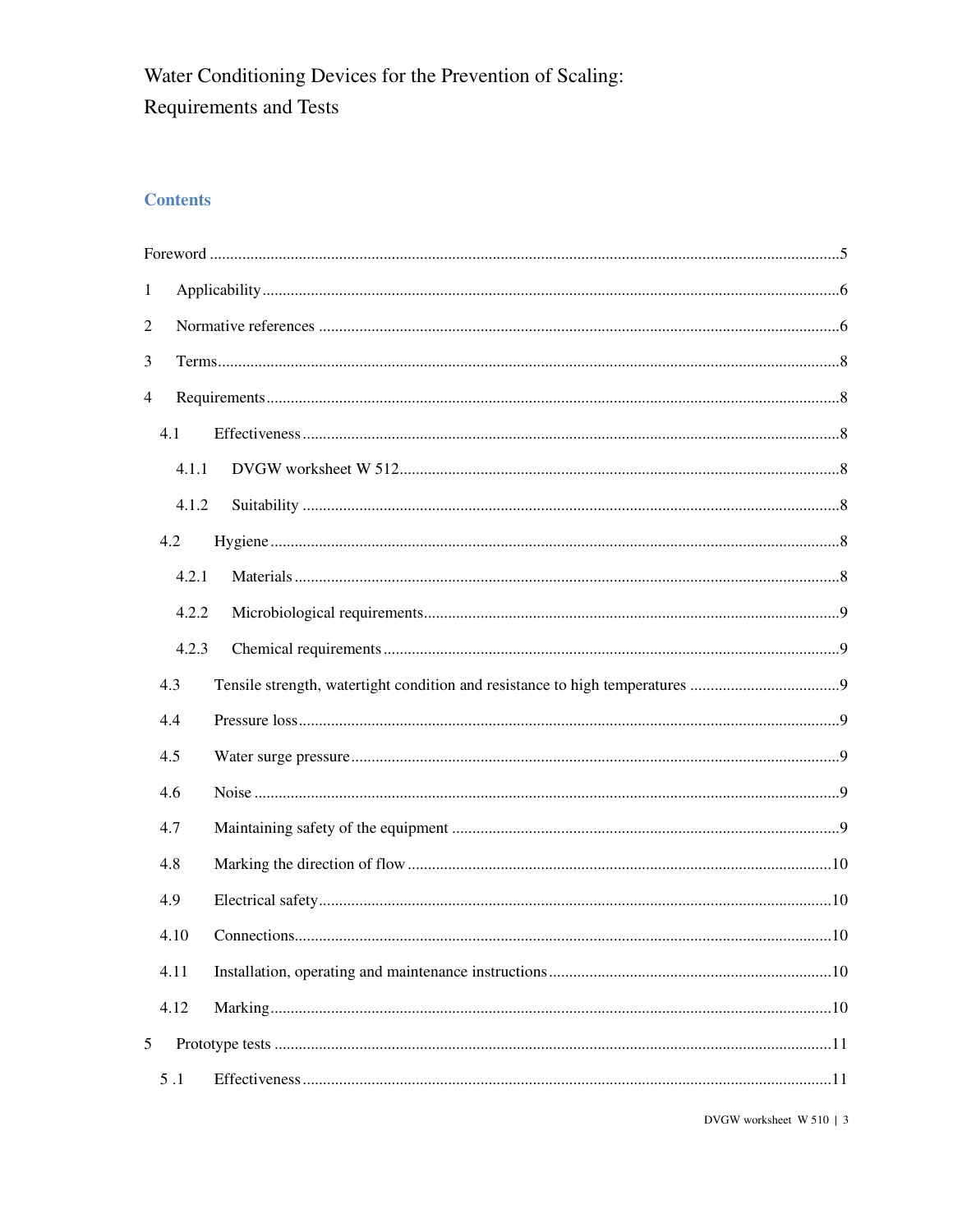# Water Conditioning Devices for the Prevention of Scaling: Requirements and Tests

## Contents

Foreword ....................................................................................................................................5

1 Applicability ..........................................................................................................................6

2 Normative references ..........................................................................................................6

3 Terms ....................................................................................................................................8

4 Requirements .......................................................................................................................8

4.1 Effectiveness ......................................................................................................................8

4.1.1 DVGW worksheet W 512 .................................................................................................8

4.1.2 Suitability .........................................................................................................................8

4.2 Hygiene ..............................................................................................................................8

4.2.1 Materials ..........................................................................................................................8

4.2.2 Microbiological requirements ..........................................................................................9

4.2.3 Chemical requirements ....................................................................................................9

4.3 Tensile strength, watertight condition and resistance to high temperatures ......................9

4.4 Pressure loss .......................................................................................................................9

4.5 Water surge pressure ..........................................................................................................9

4.6 Noise ...................................................................................................................................9

4.7 Maintaining safety of the equipment .................................................................................9

4.8 Marking the direction of flow ...........................................................................................10

4.9 Electrical safety .................................................................................................................10

4.10 Connections .....................................................................................................................10

4.11 Installation, operating and maintenance instructions .....................................................10

4.12 Marking ...........................................................................................................................10

5 Prototype tests ......................................................................................................................11

5 .1 Effectiveness ....................................................................................................................11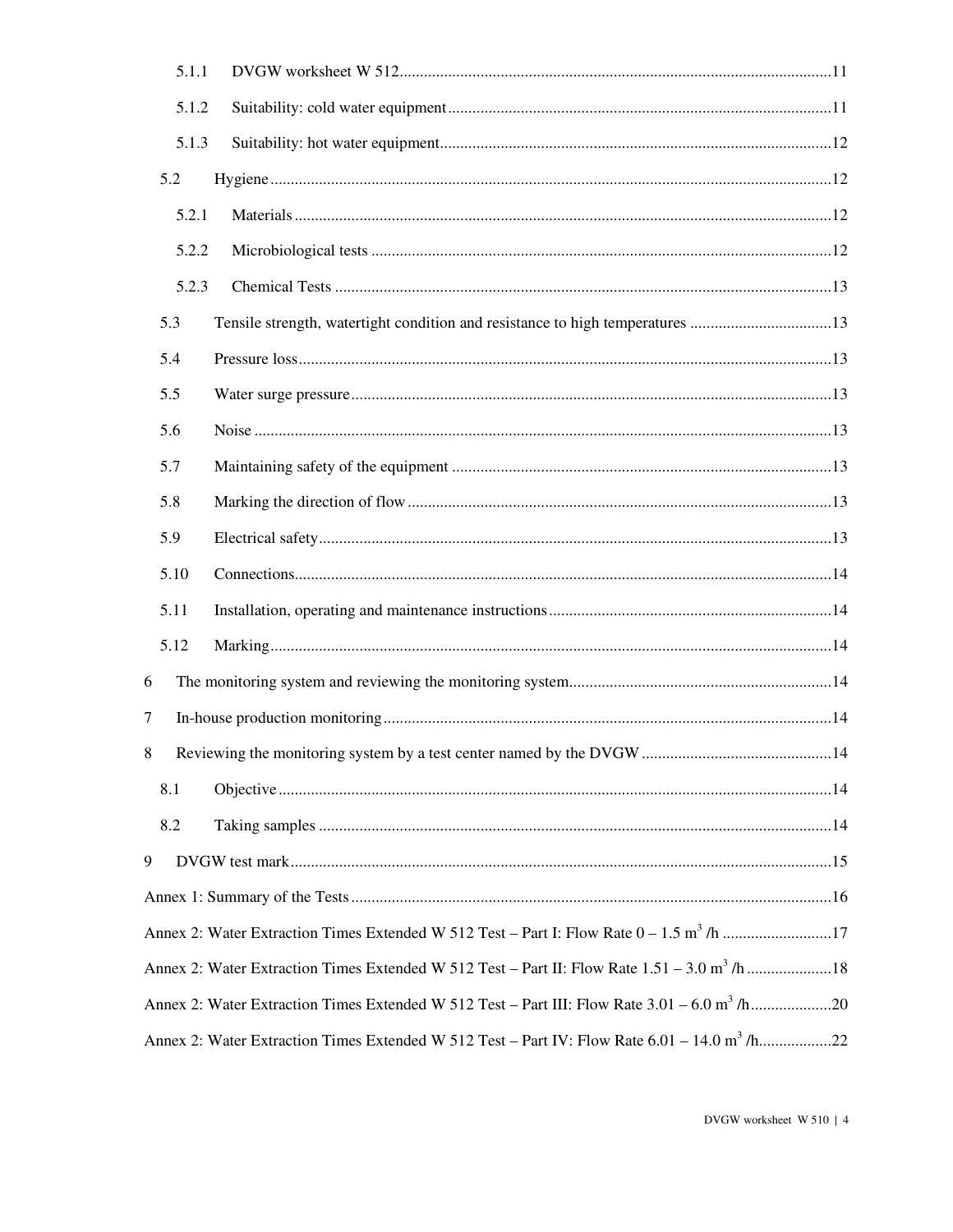5.1.1 DVGW worksheet W 512 ........................................ 11

5.1.2 Suitability: cold water equipment ........................................ 11

5.1.3 Suitability: hot water equipment ........................................ 12

5.2 Hygiene ........................................ 12

5.2.1 Materials ........................................ 12

5.2.2 Microbiological tests ........................................ 12

5.2.3 Chemical Tests ........................................ 13

5.3 Tensile strength, watertight condition and resistance to high temperatures ........................................ 13

5.4 Pressure loss ........................................ 13

5.5 Water surge pressure ........................................ 13

5.6 Noise ........................................ 13

5.7 Maintaining safety of the equipment ........................................ 13

5.8 Marking the direction of flow ........................................ 13

5.9 Electrical safety ........................................ 13

5.10 Connections ........................................ 14

5.11 Installation, operating and maintenance instructions ........................................ 14

5.12 Marking ........................................ 14

6 The monitoring system and reviewing the monitoring system ........................................ 14

7 In-house production monitoring ........................................ 14

8 Reviewing the monitoring system by a test center named by the DVGW ........................................ 14

8.1 Objective ........................................ 14

8.2 Taking samples ........................................ 14

9 DVGW test mark ........................................ 15

Annex 1: Summary of the Tests ........................................ 16

Annex 2: Water Extraction Times Extended W 512 Test – Part I: Flow Rate 0 – 1.5 $m^3$ /h ........................................ 17

Annex 2: Water Extraction Times Extended W 512 Test – Part II: Flow Rate 1.51 – 3.0 $m^3$ /h ........................................ 18

Annex 2: Water Extraction Times Extended W 512 Test – Part III: Flow Rate 3.01 – 6.0 $m^3$ /h ........................................ 20

Annex 2: Water Extraction Times Extended W 512 Test – Part IV: Flow Rate 6.01 – 14.0 $m^3$ /h ........................................ 22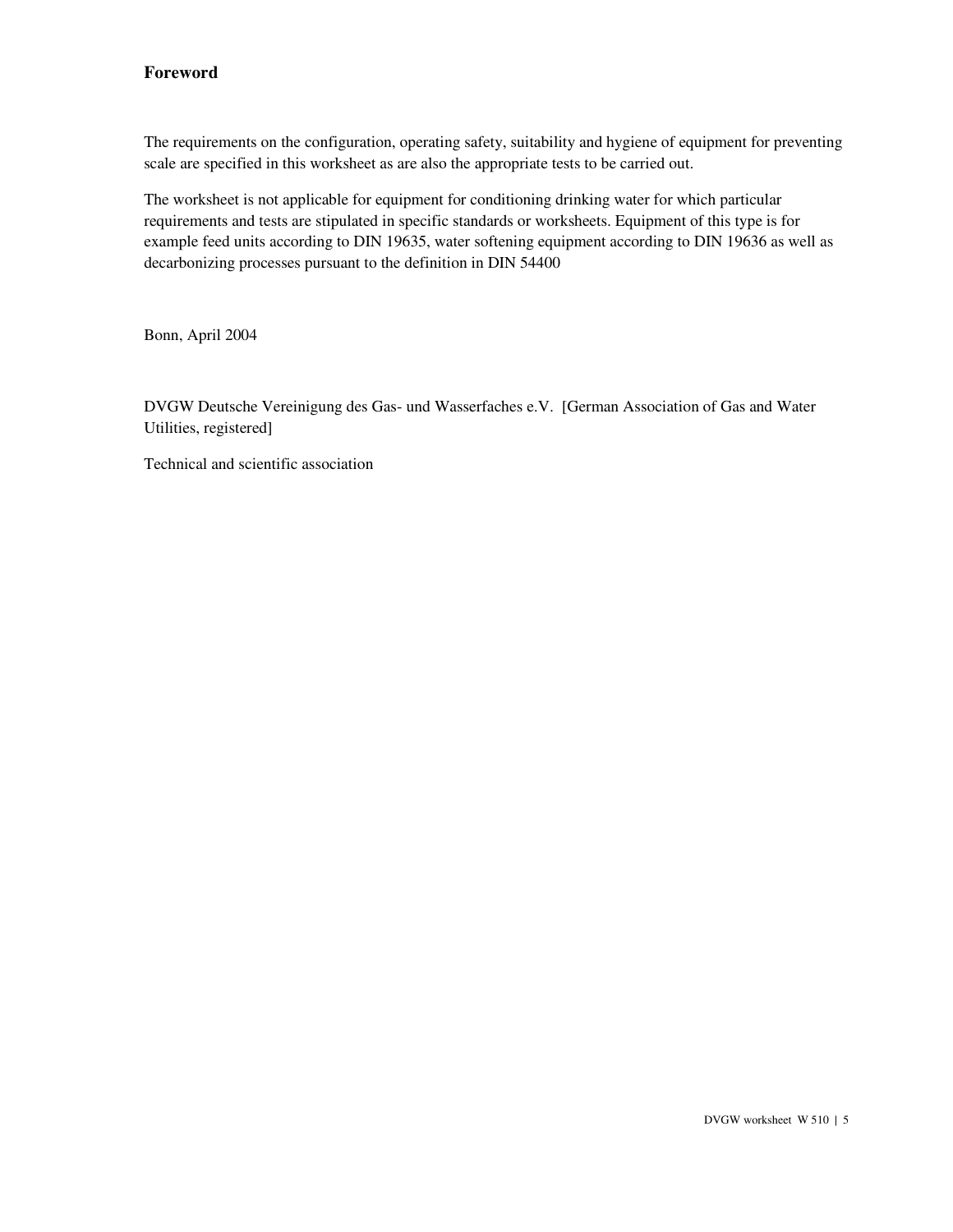# Foreword

The requirements on the configuration, operating safety, suitability and hygiene of equipment for preventing scale are specified in this worksheet as are also the appropriate tests to be carried out.

The worksheet is not applicable for equipment for conditioning drinking water for which particular requirements and tests are stipulated in specific standards or worksheets. Equipment of this type is for example feed units according to DIN 19635, water softening equipment according to DIN 19636 as well as decarbonizing processes pursuant to the definition in DIN 54400

Bonn, April 2004

DVGW Deutsche Vereinigung des Gas- und Wasserfaches e.V. [German Association of Gas and Water Utilities, registered]

Technical and scientific association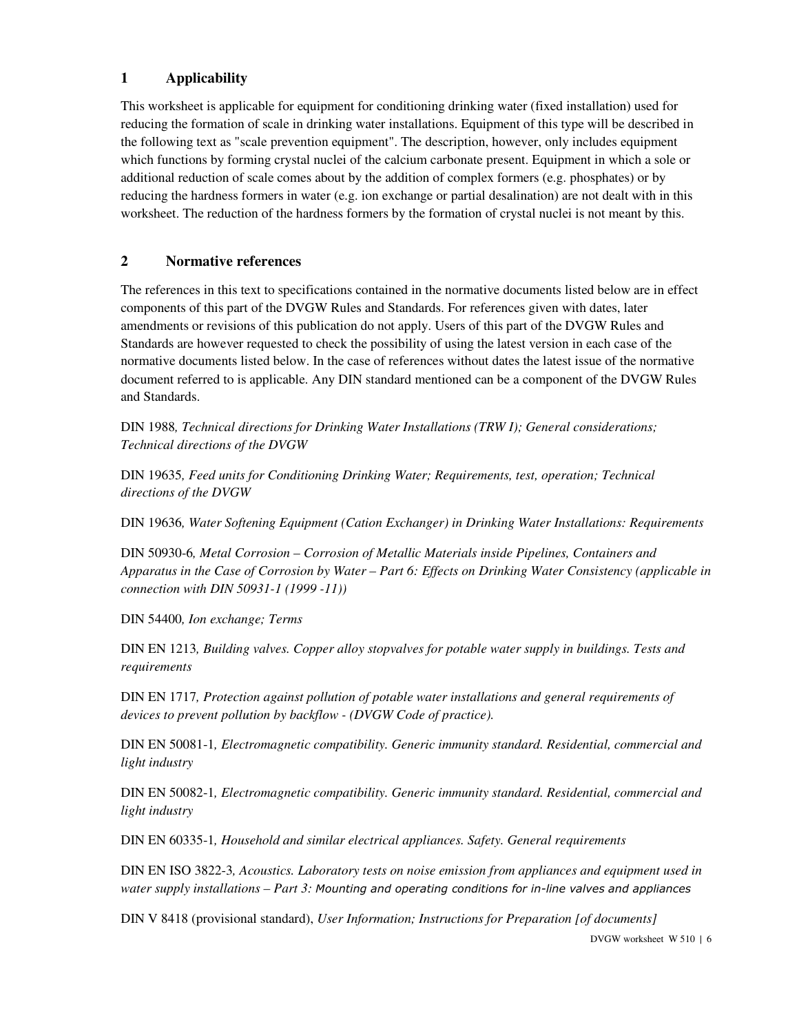## 1 Applicability

This worksheet is applicable for equipment for conditioning drinking water (fixed installation) used for reducing the formation of scale in drinking water installations. Equipment of this type will be described in the following text as "scale prevention equipment". The description, however, only includes equipment which functions by forming crystal nuclei of the calcium carbonate present. Equipment in which a sole or additional reduction of scale comes about by the addition of complex formers (e.g. phosphates) or by reducing the hardness formers in water (e.g. ion exchange or partial desalination) are not dealt with in this worksheet. The reduction of the hardness formers by the formation of crystal nuclei is not meant by this.

## 2 Normative references

The references in this text to specifications contained in the normative documents listed below are in effect components of this part of the DVGW Rules and Standards. For references given with dates, later amendments or revisions of this publication do not apply. Users of this part of the DVGW Rules and Standards are however requested to check the possibility of using the latest version in each case of the normative documents listed below. In the case of references without dates the latest issue of the normative document referred to is applicable. Any DIN standard mentioned can be a component of the DVGW Rules and Standards.

DIN 1988, *Technical directions for Drinking Water Installations (TRW I); General considerations; Technical directions of the DVGW*

DIN 19635, *Feed units for Conditioning Drinking Water; Requirements, test, operation; Technical directions of the DVGW*

DIN 19636, *Water Softening Equipment (Cation Exchanger) in Drinking Water Installations: Requirements*

DIN 50930-6, *Metal Corrosion – Corrosion of Metallic Materials inside Pipelines, Containers and Apparatus in the Case of Corrosion by Water – Part 6: Effects on Drinking Water Consistency (applicable in connection with DIN 50931-1 (1999 -11))*

DIN 54400, *Ion exchange; Terms*

DIN EN 1213, *Building valves. Copper alloy stopvalves for potable water supply in buildings. Tests and requirements*

DIN EN 1717, *Protection against pollution of potable water installations and general requirements of devices to prevent pollution by backflow - (DVGW Code of practice).*

DIN EN 50081-1, *Electromagnetic compatibility. Generic immunity standard. Residential, commercial and light industry*

DIN EN 50082-1, *Electromagnetic compatibility. Generic immunity standard. Residential, commercial and light industry*

DIN EN 60335-1, *Household and similar electrical appliances. Safety. General requirements*

DIN EN ISO 3822-3, *Acoustics. Laboratory tests on noise emission from appliances and equipment used in water supply installations – Part 3: Mounting and operating conditions for in-line valves and appliances*

DIN V 8418 (provisional standard), *User Information; Instructions for Preparation [of documents]*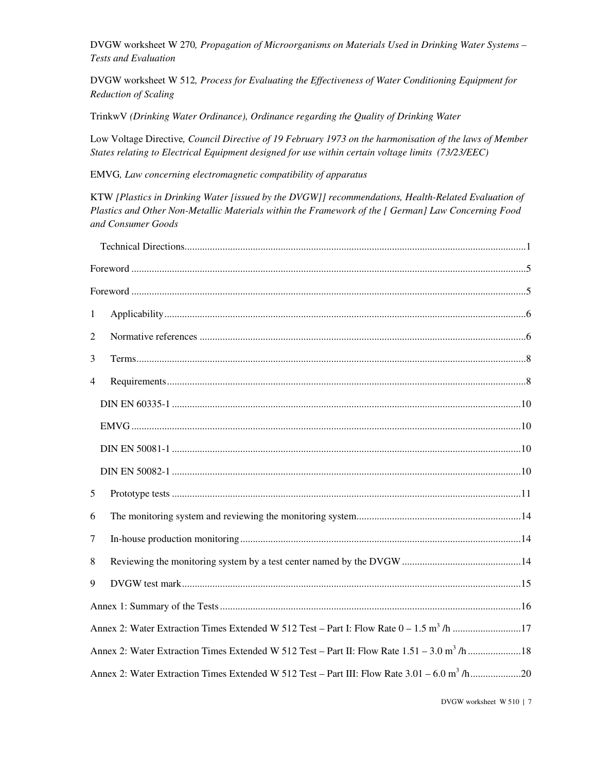DVGW worksheet W 270*, Propagation of Microorganisms on Materials Used in Drinking Water Systems – Tests and Evaluation*

DVGW worksheet W 512*, Process for Evaluating the Effectiveness of Water Conditioning Equipment for Reduction of Scaling*

TrinkwV *(Drinking Water Ordinance), Ordinance regarding the Quality of Drinking Water*

Low Voltage Directive*, Council Directive of 19 February 1973 on the harmonisation of the laws of Member States relating to Electrical Equipment designed for use within certain voltage limits (73/23/EEC)*

EMVG*, Law concerning electromagnetic compatibility of apparatus*

KTW *[Plastics in Drinking Water [issued by the DVGW]] recommendations, Health-Related Evaluation of Plastics and Other Non-Metallic Materials within the Framework of the [ German] Law Concerning Food and Consumer Goods*

Technical Directions....................................................................................................................................1

Foreword ..........................................................................................................................................5

Foreword ..........................................................................................................................................5

1 Applicability.............................................................................................................................................6

2 Normative references ...............................................................................................................................6

3 Terms........................................................................................................................................................8

4 Requirements............................................................................................................................................8

DIN EN 60335-1 ........................................................................................................................................10

EMVG........................................................................................................................................................10

DIN EN 50081-1 ........................................................................................................................................10

DIN EN 50082-1 ........................................................................................................................................10

5 Prototype tests .........................................................................................................................................11

6 The monitoring system and reviewing the monitoring system.................................................................14

7 In-house production monitoring..............................................................................................................14

8 Reviewing the monitoring system by a test center named by the DVGW ...............................................14

9 DVGW test mark.....................................................................................................................................15

Annex 1: Summary of the Tests......................................................................................................................16

Annex 2: Water Extraction Times Extended W 512 Test – Part I: Flow Rate 0 – 1.5 $m^3$ /h ...........................17

Annex 2: Water Extraction Times Extended W 512 Test – Part II: Flow Rate 1.51 – 3.0 $m^3$ /h .....................18

Annex 2: Water Extraction Times Extended W 512 Test – Part III: Flow Rate 3.01 – 6.0 $m^3$ /h....................20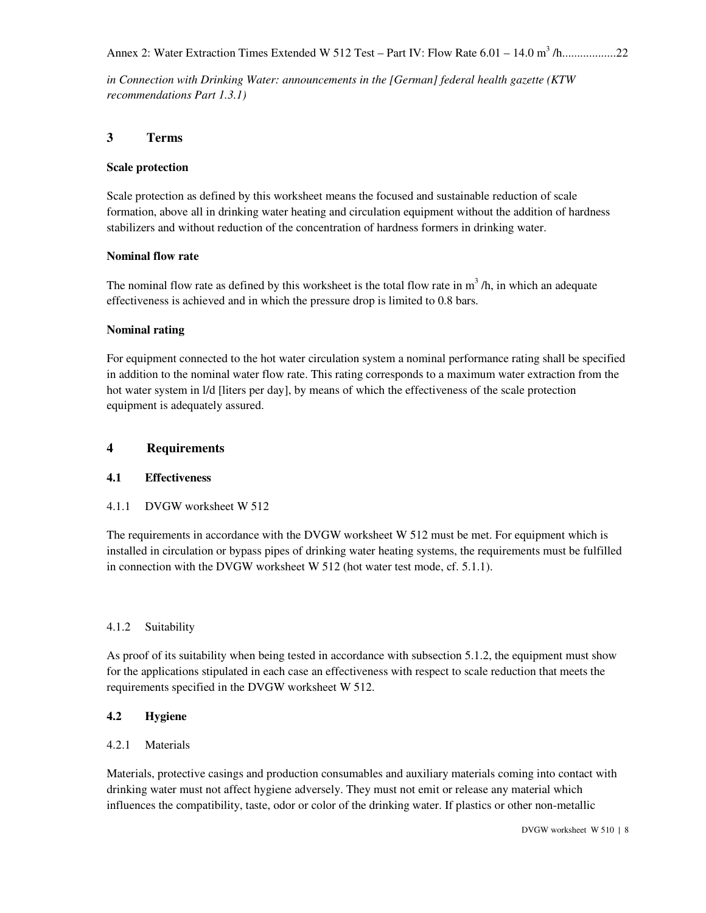Annex 2: Water Extraction Times Extended W 512 Test – Part IV: Flow Rate 6.01 – 14.0 $m^3$ /h..................22

*in Connection with Drinking Water: announcements in the [German] federal health gazette (KTW recommendations Part 1.3.1)*

## 3 Terms

**Scale protection**

Scale protection as defined by this worksheet means the focused and sustainable reduction of scale formation, above all in drinking water heating and circulation equipment without the addition of hardness stabilizers and without reduction of the concentration of hardness formers in drinking water.

**Nominal flow rate**

The nominal flow rate as defined by this worksheet is the total flow rate in $m^3$ /h, in which an adequate effectiveness is achieved and in which the pressure drop is limited to 0.8 bars.

**Nominal rating**

For equipment connected to the hot water circulation system a nominal performance rating shall be specified in addition to the nominal water flow rate. This rating corresponds to a maximum water extraction from the hot water system in l/d [liters per day], by means of which the effectiveness of the scale protection equipment is adequately assured.

## 4 Requirements

### 4.1 Effectiveness

4.1.1 DVGW worksheet W 512

The requirements in accordance with the DVGW worksheet W 512 must be met. For equipment which is installed in circulation or bypass pipes of drinking water heating systems, the requirements must be fulfilled in connection with the DVGW worksheet W 512 (hot water test mode, cf. 5.1.1).

4.1.2 Suitability

As proof of its suitability when being tested in accordance with subsection 5.1.2, the equipment must show for the applications stipulated in each case an effectiveness with respect to scale reduction that meets the requirements specified in the DVGW worksheet W 512.

### 4.2 Hygiene

4.2.1 Materials

Materials, protective casings and production consumables and auxiliary materials coming into contact with drinking water must not affect hygiene adversely. They must not emit or release any material which influences the compatibility, taste, odor or color of the drinking water. If plastics or other non-metallic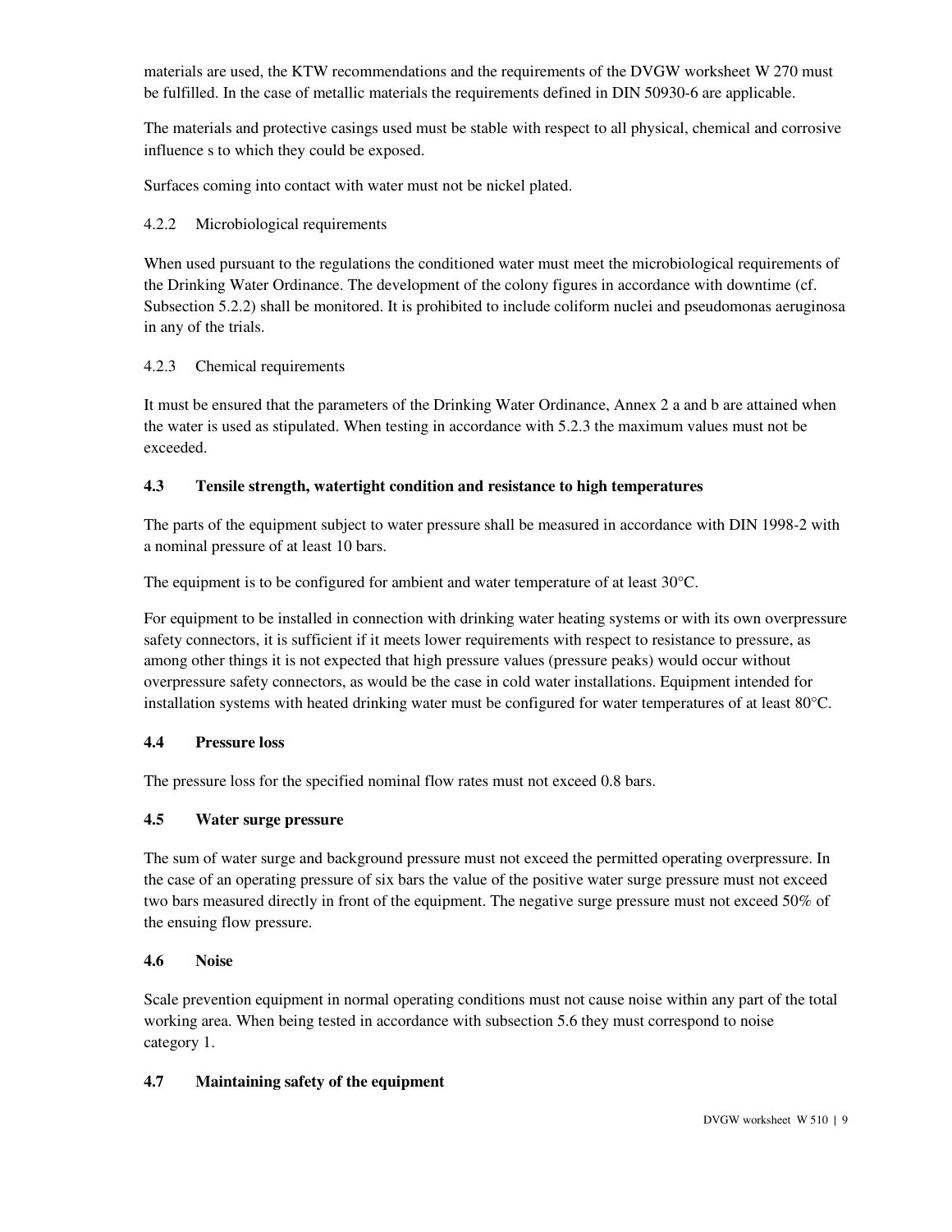materials are used, the KTW recommendations and the requirements of the DVGW worksheet W 270 must be fulfilled. In the case of metallic materials the requirements defined in DIN 50930-6 are applicable.

The materials and protective casings used must be stable with respect to all physical, chemical and corrosive influence s to which they could be exposed.

Surfaces coming into contact with water must not be nickel plated.

#### 4.2.2 Microbiological requirements

When used pursuant to the regulations the conditioned water must meet the microbiological requirements of the Drinking Water Ordinance. The development of the colony figures in accordance with downtime (cf. Subsection 5.2.2) shall be monitored. It is prohibited to include coliform nuclei and pseudomonas aeruginosa in any of the trials.

#### 4.2.3 Chemical requirements

It must be ensured that the parameters of the Drinking Water Ordinance, Annex 2 a and b are attained when the water is used as stipulated. When testing in accordance with 5.2.3 the maximum values must not be exceeded.

### 4.3 Tensile strength, watertight condition and resistance to high temperatures

The parts of the equipment subject to water pressure shall be measured in accordance with DIN 1998-2 with a nominal pressure of at least 10 bars.

The equipment is to be configured for ambient and water temperature of at least 30°C.

For equipment to be installed in connection with drinking water heating systems or with its own overpressure safety connectors, it is sufficient if it meets lower requirements with respect to resistance to pressure, as among other things it is not expected that high pressure values (pressure peaks) would occur without overpressure safety connectors, as would be the case in cold water installations. Equipment intended for installation systems with heated drinking water must be configured for water temperatures of at least 80°C.

### 4.4 Pressure loss

The pressure loss for the specified nominal flow rates must not exceed 0.8 bars.

### 4.5 Water surge pressure

The sum of water surge and background pressure must not exceed the permitted operating overpressure. In the case of an operating pressure of six bars the value of the positive water surge pressure must not exceed two bars measured directly in front of the equipment. The negative surge pressure must not exceed 50% of the ensuing flow pressure.

### 4.6 Noise

Scale prevention equipment in normal operating conditions must not cause noise within any part of the total working area. When being tested in accordance with subsection 5.6 they must correspond to noise category 1.

### 4.7 Maintaining safety of the equipment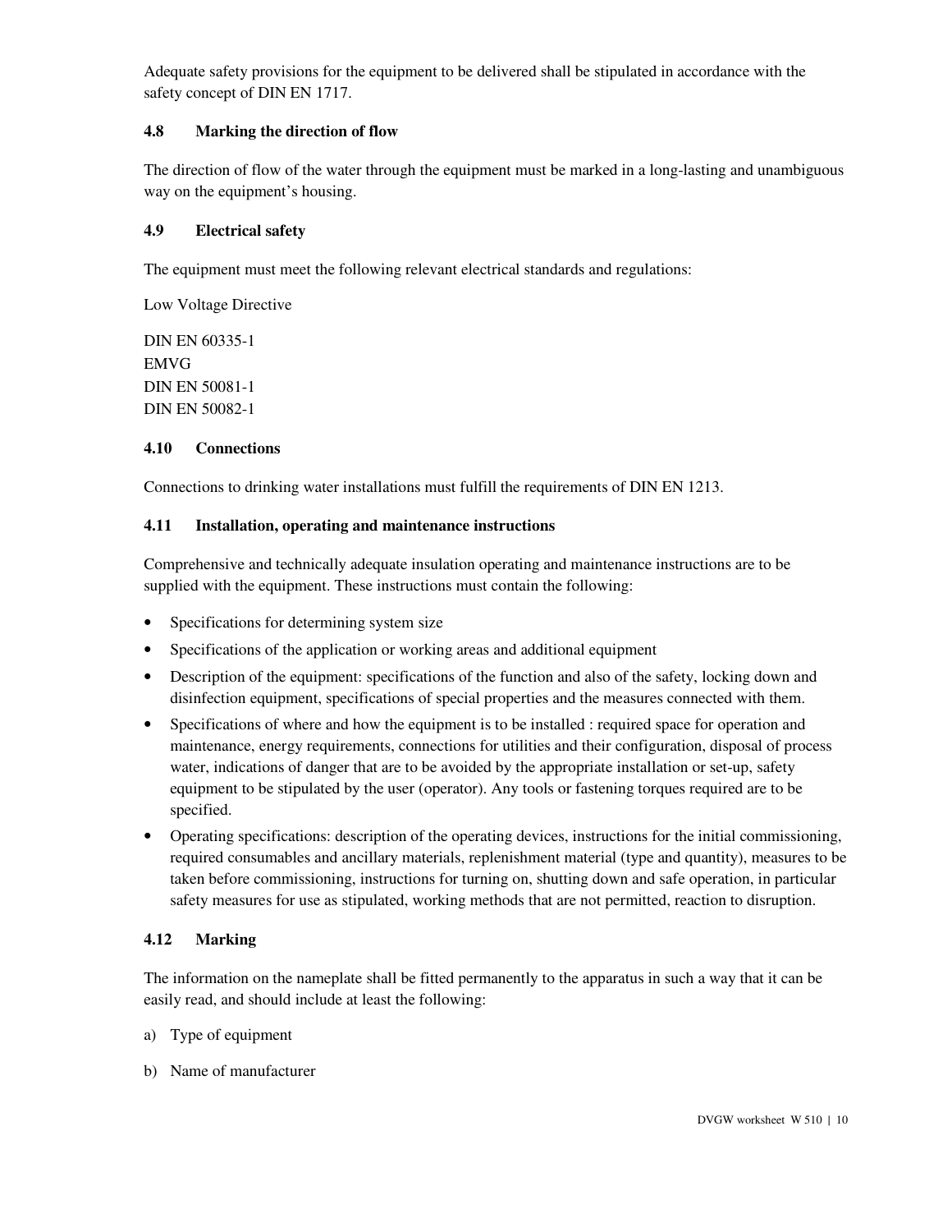Adequate safety provisions for the equipment to be delivered shall be stipulated in accordance with the safety concept of DIN EN 1717.

### 4.8 Marking the direction of flow

The direction of flow of the water through the equipment must be marked in a long-lasting and unambiguous way on the equipment's housing.

### 4.9 Electrical safety

The equipment must meet the following relevant electrical standards and regulations:

Low Voltage Directive

DIN EN 60335-1
EMVG
DIN EN 50081-1
DIN EN 50082-1

### 4.10 Connections

Connections to drinking water installations must fulfill the requirements of DIN EN 1213.

### 4.11 Installation, operating and maintenance instructions

Comprehensive and technically adequate insulation operating and maintenance instructions are to be supplied with the equipment. These instructions must contain the following:

- Specifications for determining system size
- Specifications of the application or working areas and additional equipment
- Description of the equipment: specifications of the function and also of the safety, locking down and disinfection equipment, specifications of special properties and the measures connected with them.
- Specifications of where and how the equipment is to be installed : required space for operation and maintenance, energy requirements, connections for utilities and their configuration, disposal of process water, indications of danger that are to be avoided by the appropriate installation or set-up, safety equipment to be stipulated by the user (operator). Any tools or fastening torques required are to be specified.
- Operating specifications: description of the operating devices, instructions for the initial commissioning, required consumables and ancillary materials, replenishment material (type and quantity), measures to be taken before commissioning, instructions for turning on, shutting down and safe operation, in particular safety measures for use as stipulated, working methods that are not permitted, reaction to disruption.

### 4.12 Marking

The information on the nameplate shall be fitted permanently to the apparatus in such a way that it can be easily read, and should include at least the following:

a) Type of equipment

b) Name of manufacturer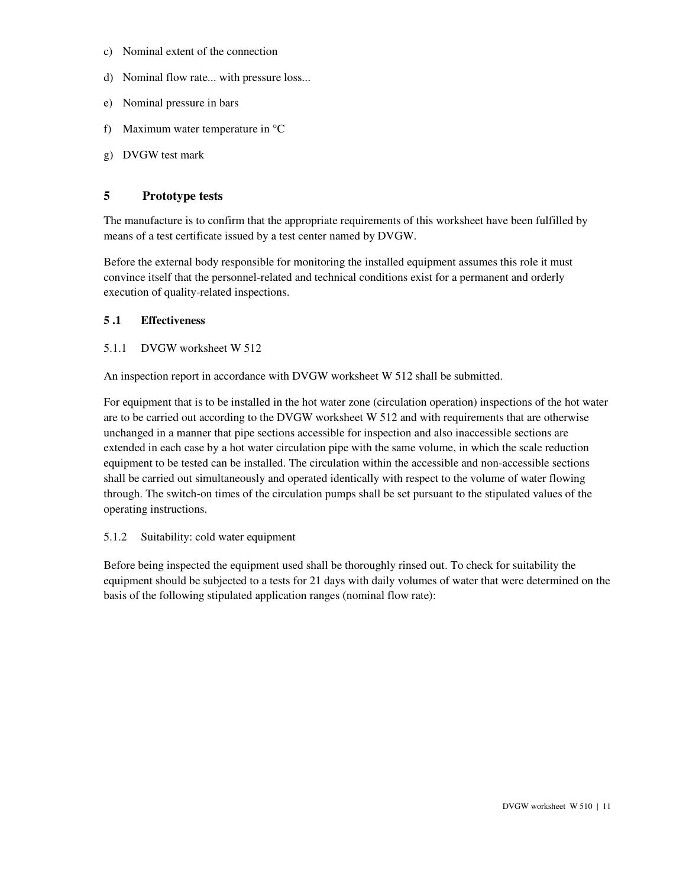c) Nominal extent of the connection

d) Nominal flow rate... with pressure loss...

e) Nominal pressure in bars

f) Maximum water temperature in °C

g) DVGW test mark

## 5 Prototype tests

The manufacture is to confirm that the appropriate requirements of this worksheet have been fulfilled by means of a test certificate issued by a test center named by DVGW.

Before the external body responsible for monitoring the installed equipment assumes this role it must convince itself that the personnel-related and technical conditions exist for a permanent and orderly execution of quality-related inspections.

### 5 .1 Effectiveness

5.1.1 DVGW worksheet W 512

An inspection report in accordance with DVGW worksheet W 512 shall be submitted.

For equipment that is to be installed in the hot water zone (circulation operation) inspections of the hot water are to be carried out according to the DVGW worksheet W 512 and with requirements that are otherwise unchanged in a manner that pipe sections accessible for inspection and also inaccessible sections are extended in each case by a hot water circulation pipe with the same volume, in which the scale reduction equipment to be tested can be installed. The circulation within the accessible and non-accessible sections shall be carried out simultaneously and operated identically with respect to the volume of water flowing through. The switch-on times of the circulation pumps shall be set pursuant to the stipulated values of the operating instructions.

5.1.2 Suitability: cold water equipment

Before being inspected the equipment used shall be thoroughly rinsed out. To check for suitability the equipment should be subjected to a tests for 21 days with daily volumes of water that were determined on the basis of the following stipulated application ranges (nominal flow rate):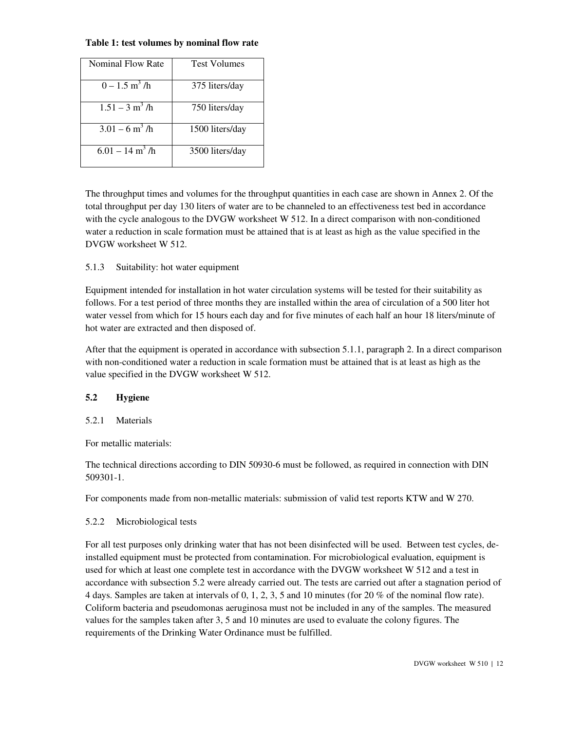**Table 1: test volumes by nominal flow rate**

| Nominal Flow Rate | Test Volumes |
|---|---|
| 0 – 1.5 $m^3$ /h | 375 liters/day |
| 1.51 – 3 $m^3$ /h | 750 liters/day |
| 3.01 – 6 $m^3$ /h | 1500 liters/day |
| 6.01 – 14 $m^3$ /h | 3500 liters/day |

The throughput times and volumes for the throughput quantities in each case are shown in Annex 2. Of the total throughput per day 130 liters of water are to be channeled to an effectiveness test bed in accordance with the cycle analogous to the DVGW worksheet W 512. In a direct comparison with non-conditioned water a reduction in scale formation must be attained that is at least as high as the value specified in the DVGW worksheet W 512.

5.1.3 Suitability: hot water equipment

Equipment intended for installation in hot water circulation systems will be tested for their suitability as follows. For a test period of three months they are installed within the area of circulation of a 500 liter hot water vessel from which for 15 hours each day and for five minutes of each half an hour 18 liters/minute of hot water are extracted and then disposed of.

After that the equipment is operated in accordance with subsection 5.1.1, paragraph 2. In a direct comparison with non-conditioned water a reduction in scale formation must be attained that is at least as high as the value specified in the DVGW worksheet W 512.

### 5.2 Hygiene

5.2.1 Materials

For metallic materials:

The technical directions according to DIN 50930-6 must be followed, as required in connection with DIN 509301-1.

For components made from non-metallic materials: submission of valid test reports KTW and W 270.

5.2.2 Microbiological tests

For all test purposes only drinking water that has not been disinfected will be used. Between test cycles, de-installed equipment must be protected from contamination. For microbiological evaluation, equipment is used for which at least one complete test in accordance with the DVGW worksheet W 512 and a test in accordance with subsection 5.2 were already carried out. The tests are carried out after a stagnation period of 4 days. Samples are taken at intervals of 0, 1, 2, 3, 5 and 10 minutes (for 20 % of the nominal flow rate). Coliform bacteria and pseudomonas aeruginosa must not be included in any of the samples. The measured values for the samples taken after 3, 5 and 10 minutes are used to evaluate the colony figures. The requirements of the Drinking Water Ordinance must be fulfilled.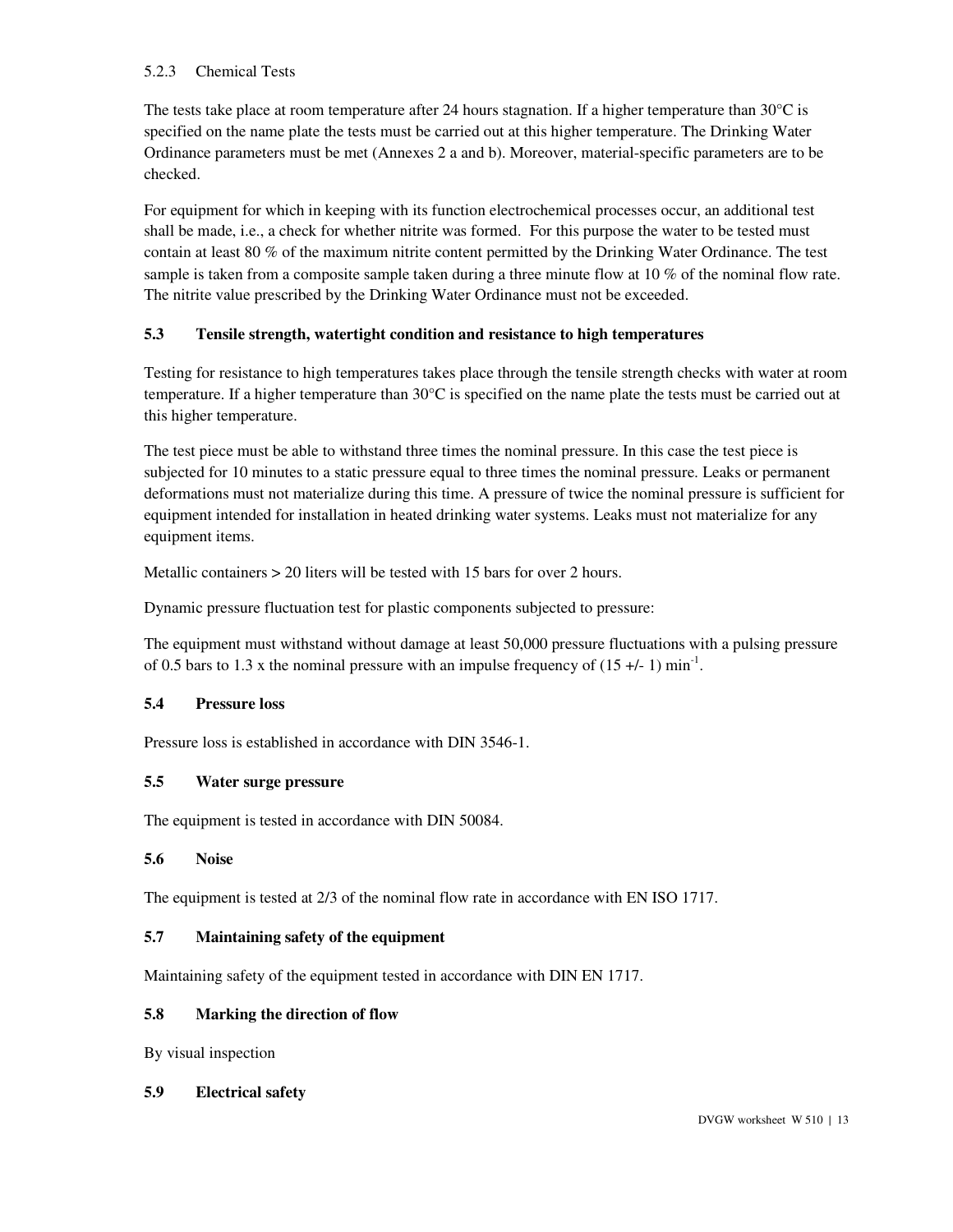5.2.3 Chemical Tests

The tests take place at room temperature after 24 hours stagnation. If a higher temperature than 30°C is specified on the name plate the tests must be carried out at this higher temperature. The Drinking Water Ordinance parameters must be met (Annexes 2 a and b). Moreover, material-specific parameters are to be checked.

For equipment for which in keeping with its function electrochemical processes occur, an additional test shall be made, i.e., a check for whether nitrite was formed. For this purpose the water to be tested must contain at least 80 % of the maximum nitrite content permitted by the Drinking Water Ordinance. The test sample is taken from a composite sample taken during a three minute flow at 10 % of the nominal flow rate. The nitrite value prescribed by the Drinking Water Ordinance must not be exceeded.

### 5.3 Tensile strength, watertight condition and resistance to high temperatures

Testing for resistance to high temperatures takes place through the tensile strength checks with water at room temperature. If a higher temperature than 30°C is specified on the name plate the tests must be carried out at this higher temperature.

The test piece must be able to withstand three times the nominal pressure. In this case the test piece is subjected for 10 minutes to a static pressure equal to three times the nominal pressure. Leaks or permanent deformations must not materialize during this time. A pressure of twice the nominal pressure is sufficient for equipment intended for installation in heated drinking water systems. Leaks must not materialize for any equipment items.

Metallic containers > 20 liters will be tested with 15 bars for over 2 hours.

Dynamic pressure fluctuation test for plastic components subjected to pressure:

The equipment must withstand without damage at least 50,000 pressure fluctuations with a pulsing pressure of 0.5 bars to 1.3 x the nominal pressure with an impulse frequency of (15 +/- 1) $min^{-1}$.

### 5.4 Pressure loss

Pressure loss is established in accordance with DIN 3546-1.

### 5.5 Water surge pressure

The equipment is tested in accordance with DIN 50084.

### 5.6 Noise

The equipment is tested at 2/3 of the nominal flow rate in accordance with EN ISO 1717.

### 5.7 Maintaining safety of the equipment

Maintaining safety of the equipment tested in accordance with DIN EN 1717.

### 5.8 Marking the direction of flow

By visual inspection

### 5.9 Electrical safety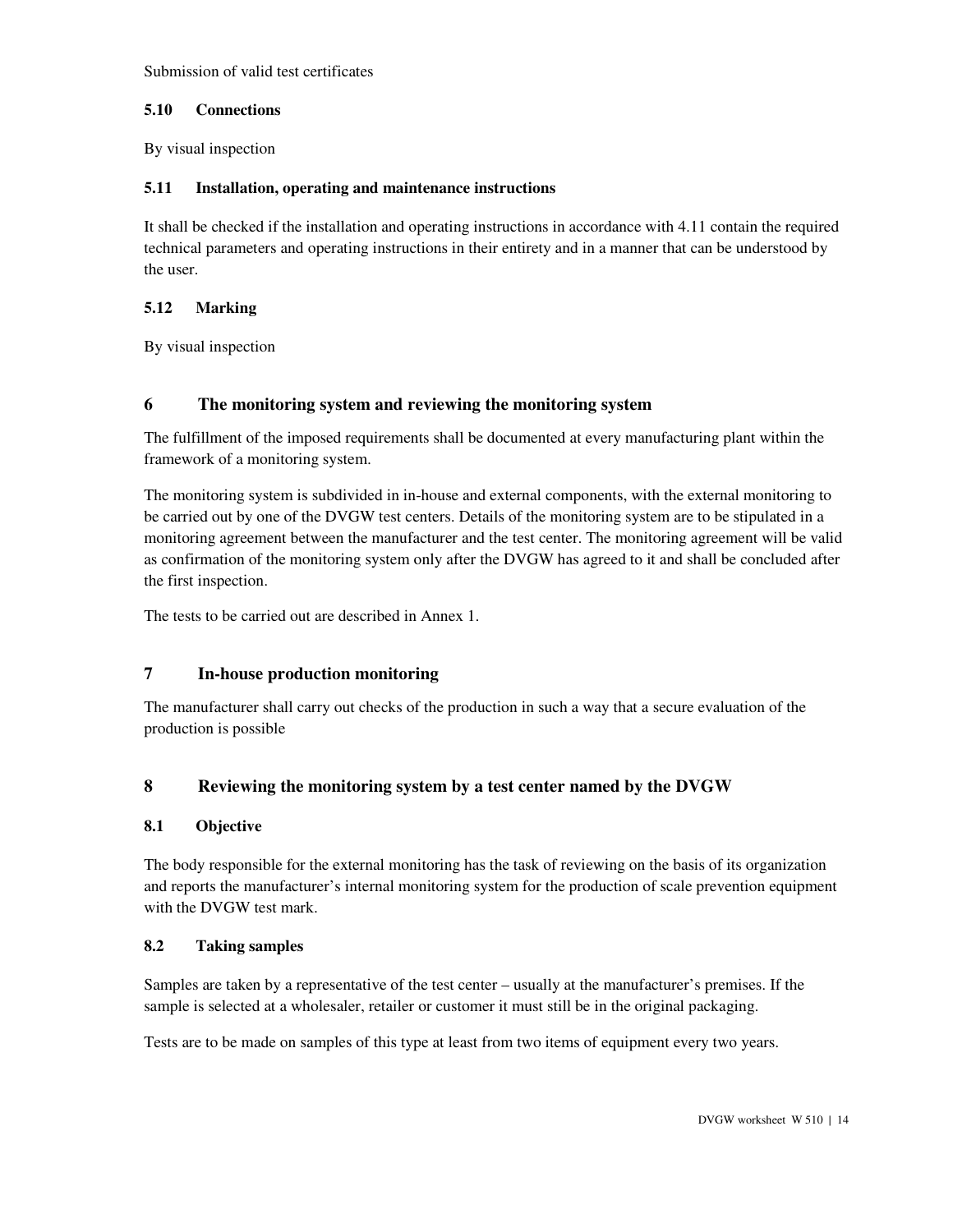Submission of valid test certificates

### 5.10 Connections

By visual inspection

### 5.11 Installation, operating and maintenance instructions

It shall be checked if the installation and operating instructions in accordance with 4.11 contain the required technical parameters and operating instructions in their entirety and in a manner that can be understood by the user.

### 5.12 Marking

By visual inspection

## 6 The monitoring system and reviewing the monitoring system

The fulfillment of the imposed requirements shall be documented at every manufacturing plant within the framework of a monitoring system.

The monitoring system is subdivided in in-house and external components, with the external monitoring to be carried out by one of the DVGW test centers. Details of the monitoring system are to be stipulated in a monitoring agreement between the manufacturer and the test center. The monitoring agreement will be valid as confirmation of the monitoring system only after the DVGW has agreed to it and shall be concluded after the first inspection.

The tests to be carried out are described in Annex 1.

## 7 In-house production monitoring

The manufacturer shall carry out checks of the production in such a way that a secure evaluation of the production is possible

## 8 Reviewing the monitoring system by a test center named by the DVGW

### 8.1 Objective

The body responsible for the external monitoring has the task of reviewing on the basis of its organization and reports the manufacturer's internal monitoring system for the production of scale prevention equipment with the DVGW test mark.

### 8.2 Taking samples

Samples are taken by a representative of the test center – usually at the manufacturer's premises. If the sample is selected at a wholesaler, retailer or customer it must still be in the original packaging.

Tests are to be made on samples of this type at least from two items of equipment every two years.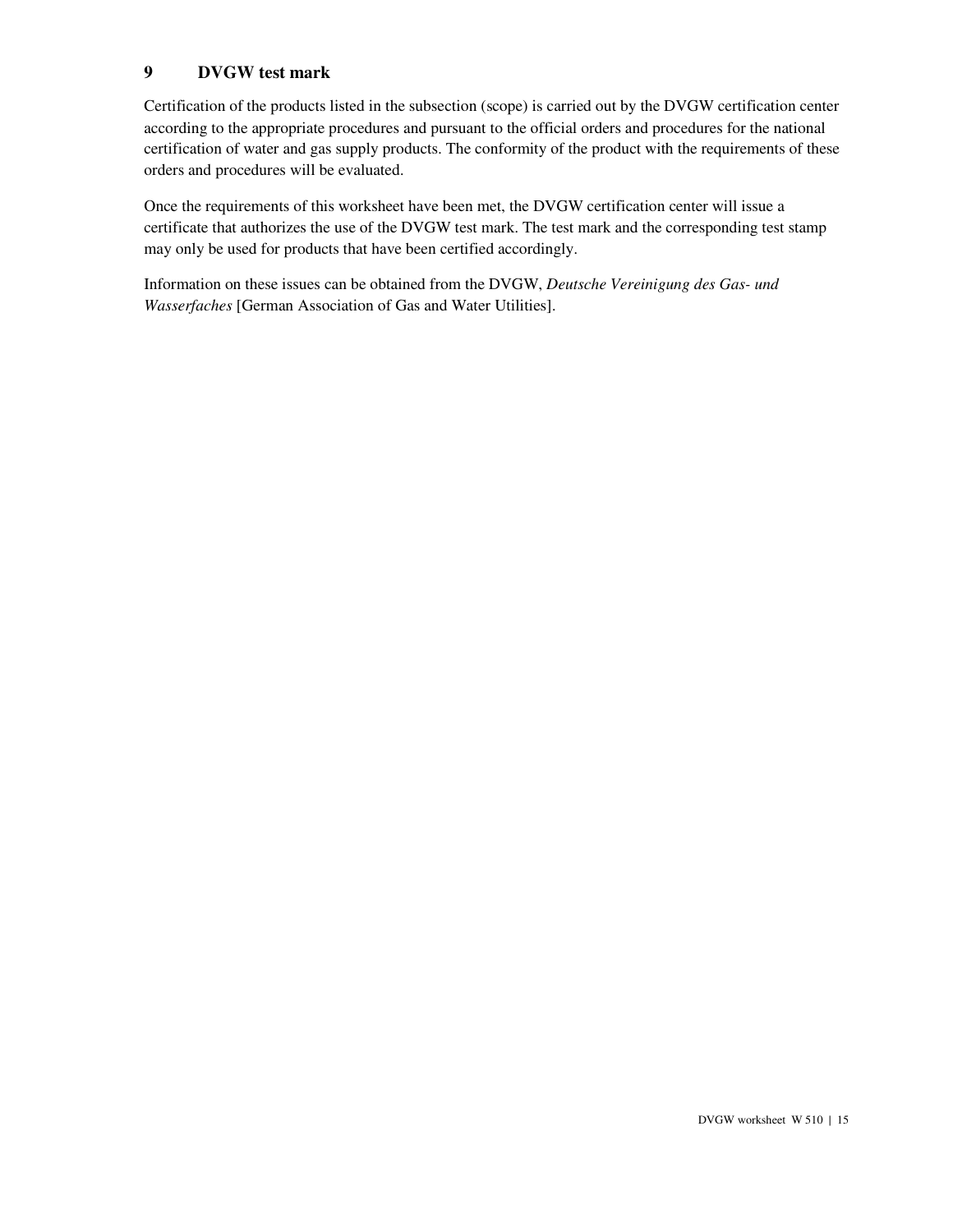## 9 DVGW test mark

Certification of the products listed in the subsection (scope) is carried out by the DVGW certification center according to the appropriate procedures and pursuant to the official orders and procedures for the national certification of water and gas supply products. The conformity of the product with the requirements of these orders and procedures will be evaluated.

Once the requirements of this worksheet have been met, the DVGW certification center will issue a certificate that authorizes the use of the DVGW test mark. The test mark and the corresponding test stamp may only be used for products that have been certified accordingly.

Information on these issues can be obtained from the DVGW, *Deutsche Vereinigung des Gas- und Wasserfaches* [German Association of Gas and Water Utilities].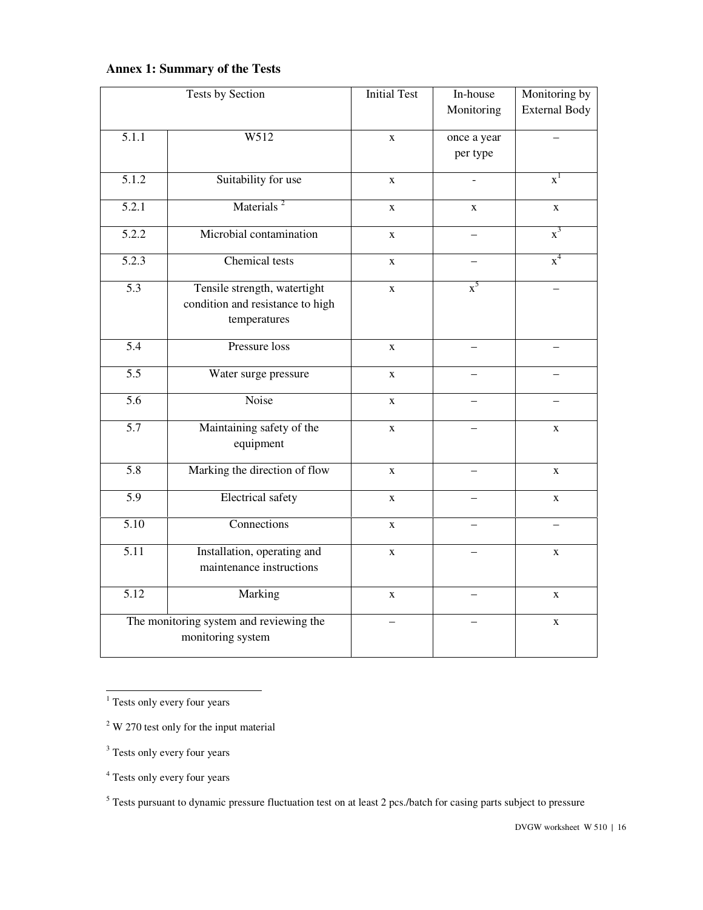**Annex 1: Summary of the Tests**

| Tests by Section | | Initial Test | In-house Monitoring | Monitoring by External Body |
|---|---|---|---|---|
| 5.1.1 | W512 | x | once a year per type | – |
| 5.1.2 | Suitability for use | x | - | x[1] |
| 5.2.1 | Materials [2] | x | x | x |
| 5.2.2 | Microbial contamination | x | – | x[3] |
| 5.2.3 | Chemical tests | x | – | x[4] |
| 5.3 | Tensile strength, watertight condition and resistance to high temperatures | x | x[5] | – |
| 5.4 | Pressure loss | x | – | – |
| 5.5 | Water surge pressure | x | – | – |
| 5.6 | Noise | x | – | – |
| 5.7 | Maintaining safety of the equipment | x | – | x |
| 5.8 | Marking the direction of flow | x | – | x |
| 5.9 | Electrical safety | x | – | x |
| 5.10 | Connections | x | – | – |
| 5.11 | Installation, operating and maintenance instructions | x | – | x |
| 5.12 | Marking | x | – | x |
| The monitoring system and reviewing the monitoring system | | – | – | x |

[1] Tests only every four years

[2] W 270 test only for the input material

[3] Tests only every four years

[4] Tests only every four years

[5] Tests pursuant to dynamic pressure fluctuation test on at least 2 pcs./batch for casing parts subject to pressure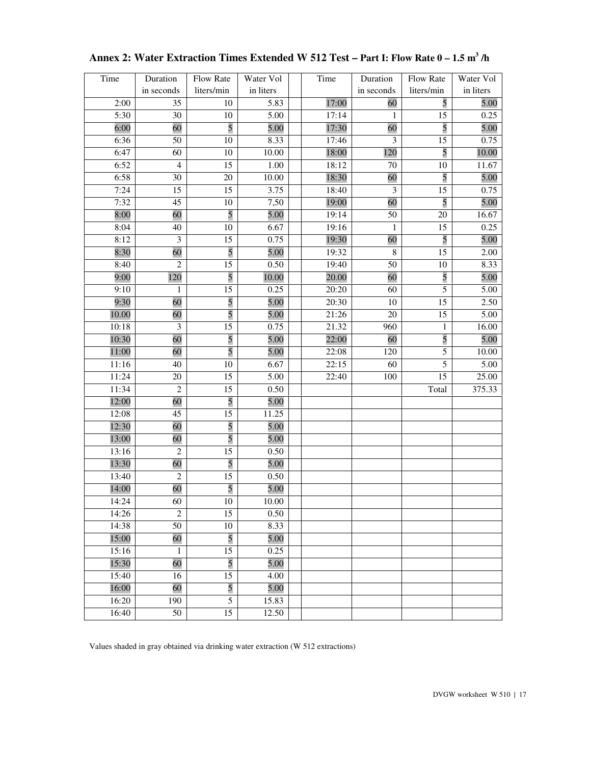## Annex 2: Water Extraction Times Extended W 512 Test – Part I: Flow Rate 0 – 1.5 $m^3$ /h

| Time | Duration in seconds | Flow Rate liters/min | Water Vol in liters | | Time | Duration in seconds | Flow Rate liters/min | Water Vol in liters |
|---|---|---|---|---|---|---|---|---|
| 2:00 | 35 | 10 | 5.83 | | 17:00 | 60 | 5 | 5.00 |
| 5:30 | 30 | 10 | 5.00 | | 17:14 | 1 | 15 | 0.25 |
| 6:00 | 60 | 5 | 5.00 | | 17:30 | 60 | 5 | 5.00 |
| 6:36 | 50 | 10 | 8.33 | | 17:46 | 3 | 15 | 0.75 |
| 6:47 | 60 | 10 | 10.00 | | 18:00 | 120 | 5 | 10.00 |
| 6:52 | 4 | 15 | 1.00 | | 18:12 | 70 | 10 | 11.67 |
| 6:58 | 30 | 20 | 10.00 | | 18:30 | 60 | 5 | 5.00 |
| 7:24 | 15 | 15 | 3.75 | | 18:40 | 3 | 15 | 0.75 |
| 7:32 | 45 | 10 | 7,50 | | 19:00 | 60 | 5 | 5.00 |
| 8:00 | 60 | 5 | 5.00 | | 19:14 | 50 | 20 | 16.67 |
| 8:04 | 40 | 10 | 6.67 | | 19:16 | 1 | 15 | 0.25 |
| 8:12 | 3 | 15 | 0.75 | | 19:30 | 60 | 5 | 5.00 |
| 8:30 | 60 | 5 | 5.00 | | 19:32 | 8 | 15 | 2.00 |
| 8:40 | 2 | 15 | 0.50 | | 19:40 | 50 | 10 | 8.33 |
| 9:00 | 120 | 5 | 10.00 | | 20.00 | 60 | 5 | 5.00 |
| 9:10 | 1 | 15 | 0.25 | | 20:20 | 60 | 5 | 5.00 |
| 9:30 | 60 | 5 | 5.00 | | 20:30 | 10 | 15 | 2.50 |
| 10.00 | 60 | 5 | 5.00 | | 21:26 | 20 | 15 | 5.00 |
| 10:18 | 3 | 15 | 0.75 | | 21.32 | 960 | 1 | 16.00 |
| 10:30 | 60 | 5 | 5.00 | | 22:00 | 60 | 5 | 5.00 |
| 11:00 | 60 | 5 | 5.00 | | 22:08 | 120 | 5 | 10.00 |
| 11:16 | 40 | 10 | 6.67 | | 22:15 | 60 | 5 | 5.00 |
| 11:24 | 20 | 15 | 5.00 | | 22:40 | 100 | 15 | 25.00 |
| 11:34 | 2 | 15 | 0.50 | | | | Total | 375.33 |
| 12:00 | 60 | 5 | 5.00 | | | | | |
| 12:08 | 45 | 15 | 11.25 | | | | | |
| 12:30 | 60 | 5 | 5.00 | | | | | |
| 13:00 | 60 | 5 | 5.00 | | | | | |
| 13:16 | 2 | 15 | 0.50 | | | | | |
| 13:30 | 60 | 5 | 5.00 | | | | | |
| 13:40 | 2 | 15 | 0.50 | | | | | |
| 14:00 | 60 | 5 | 5.00 | | | | | |
| 14:24 | 60 | 10 | 10.00 | | | | | |
| 14:26 | 2 | 15 | 0.50 | | | | | |
| 14:38 | 50 | 10 | 8.33 | | | | | |
| 15:00 | 60 | 5 | 5.00 | | | | | |
| 15:16 | 1 | 15 | 0.25 | | | | | |
| 15:30 | 60 | 5 | 5.00 | | | | | |
| 15:40 | 16 | 15 | 4.00 | | | | | |
| 16:00 | 60 | 5 | 5.00 | | | | | |
| 16:20 | 190 | 5 | 15.83 | | | | | |
| 16:40 | 50 | 15 | 12.50 | | | | | |

Values shaded in gray obtained via drinking water extraction (W 512 extractions)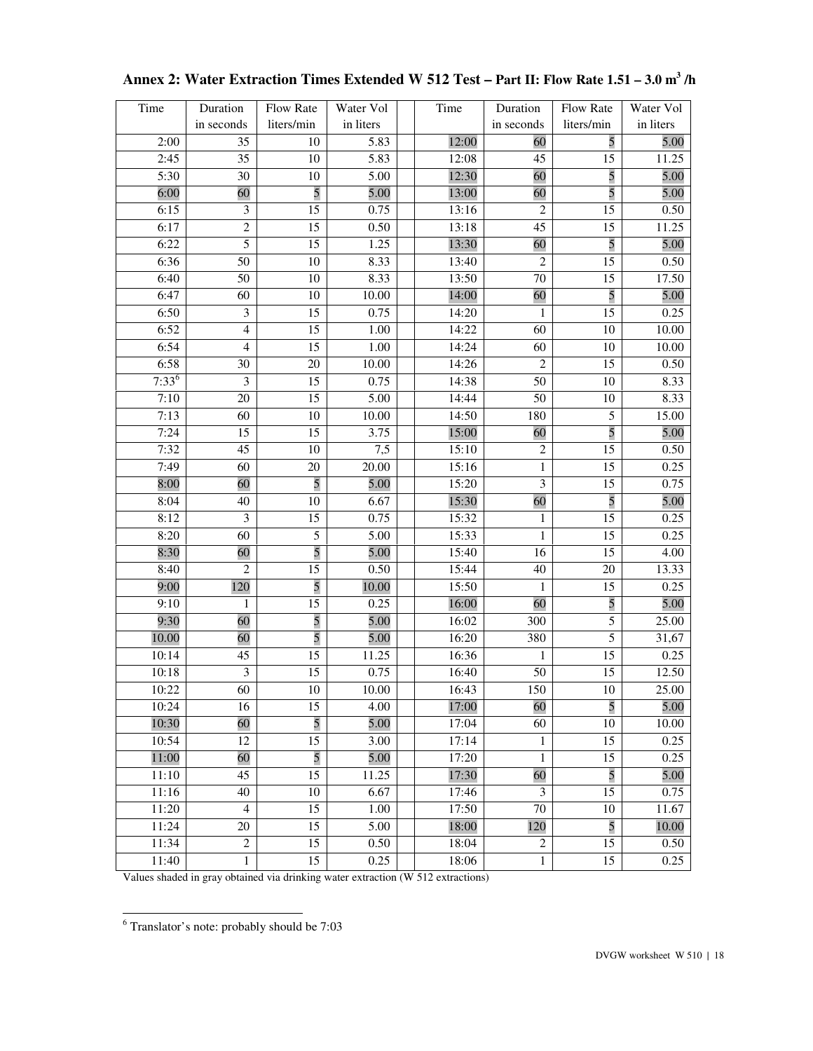## Annex 2: Water Extraction Times Extended W 512 Test – Part II: Flow Rate 1.51 – 3.0 $m^3$ /h

| Time | Duration in seconds | Flow Rate liters/min | Water Vol in liters | | Time | Duration in seconds | Flow Rate liters/min | Water Vol in liters |
|---|---|---|---|---|---|---|---|---|
| 2:00 | 35 | 10 | 5.83 | | 12:00 | 60 | 5 | 5.00 |
| 2:45 | 35 | 10 | 5.83 | | 12:08 | 45 | 15 | 11.25 |
| 5:30 | 30 | 10 | 5.00 | | 12:30 | 60 | 5 | 5.00 |
| 6:00 | 60 | 5 | 5.00 | | 13:00 | 60 | 5 | 5.00 |
| 6:15 | 3 | 15 | 0.75 | | 13:16 | 2 | 15 | 0.50 |
| 6:17 | 2 | 15 | 0.50 | | 13:18 | 45 | 15 | 11.25 |
| 6:22 | 5 | 15 | 1.25 | | 13:30 | 60 | 5 | 5.00 |
| 6:36 | 50 | 10 | 8.33 | | 13:40 | 2 | 15 | 0.50 |
| 6:40 | 50 | 10 | 8.33 | | 13:50 | 70 | 15 | 17.50 |
| 6:47 | 60 | 10 | 10.00 | | 14:00 | 60 | 5 | 5.00 |
| 6:50 | 3 | 15 | 0.75 | | 14:20 | 1 | 15 | 0.25 |
| 6:52 | 4 | 15 | 1.00 | | 14:22 | 60 | 10 | 10.00 |
| 6:54 | 4 | 15 | 1.00 | | 14:24 | 60 | 10 | 10.00 |
| 6:58 | 30 | 20 | 10.00 | | 14:26 | 2 | 15 | 0.50 |
| 7:33[6] | 3 | 15 | 0.75 | | 14:38 | 50 | 10 | 8.33 |
| 7:10 | 20 | 15 | 5.00 | | 14:44 | 50 | 10 | 8.33 |
| 7:13 | 60 | 10 | 10.00 | | 14:50 | 180 | 5 | 15.00 |
| 7:24 | 15 | 15 | 3.75 | | 15:00 | 60 | 5 | 5.00 |
| 7:32 | 45 | 10 | 7,5 | | 15:10 | 2 | 15 | 0.50 |
| 7:49 | 60 | 20 | 20.00 | | 15:16 | 1 | 15 | 0.25 |
| 8:00 | 60 | 5 | 5.00 | | 15:20 | 3 | 15 | 0.75 |
| 8:04 | 40 | 10 | 6.67 | | 15:30 | 60 | 5 | 5.00 |
| 8:12 | 3 | 15 | 0.75 | | 15:32 | 1 | 15 | 0.25 |
| 8:20 | 60 | 5 | 5.00 | | 15:33 | 1 | 15 | 0.25 |
| 8:30 | 60 | 5 | 5.00 | | 15:40 | 16 | 15 | 4.00 |
| 8:40 | 2 | 15 | 0.50 | | 15:44 | 40 | 20 | 13.33 |
| 9:00 | 120 | 5 | 10.00 | | 15:50 | 1 | 15 | 0.25 |
| 9:10 | 1 | 15 | 0.25 | | 16:00 | 60 | 5 | 5.00 |
| 9:30 | 60 | 5 | 5.00 | | 16:02 | 300 | 5 | 25.00 |
| 10.00 | 60 | 5 | 5.00 | | 16:20 | 380 | 5 | 31,67 |
| 10:14 | 45 | 15 | 11.25 | | 16:36 | 1 | 15 | 0.25 |
| 10:18 | 3 | 15 | 0.75 | | 16:40 | 50 | 15 | 12.50 |
| 10:22 | 60 | 10 | 10.00 | | 16:43 | 150 | 10 | 25.00 |
| 10:24 | 16 | 15 | 4.00 | | 17:00 | 60 | 5 | 5.00 |
| 10:30 | 60 | 5 | 5.00 | | 17:04 | 60 | 10 | 10.00 |
| 10:54 | 12 | 15 | 3.00 | | 17:14 | 1 | 15 | 0.25 |
| 11:00 | 60 | 5 | 5.00 | | 17:20 | 1 | 15 | 0.25 |
| 11:10 | 45 | 15 | 11.25 | | 17:30 | 60 | 5 | 5.00 |
| 11:16 | 40 | 10 | 6.67 | | 17:46 | 3 | 15 | 0.75 |
| 11:20 | 4 | 15 | 1.00 | | 17:50 | 70 | 10 | 11.67 |
| 11:24 | 20 | 15 | 5.00 | | 18:00 | 120 | 5 | 10.00 |
| 11:34 | 2 | 15 | 0.50 | | 18:04 | 2 | 15 | 0.50 |
| 11:40 | 1 | 15 | 0.25 | | 18:06 | 1 | 15 | 0.25 |

Values shaded in gray obtained via drinking water extraction (W 512 extractions)

[6] Translator's note: probably should be 7:03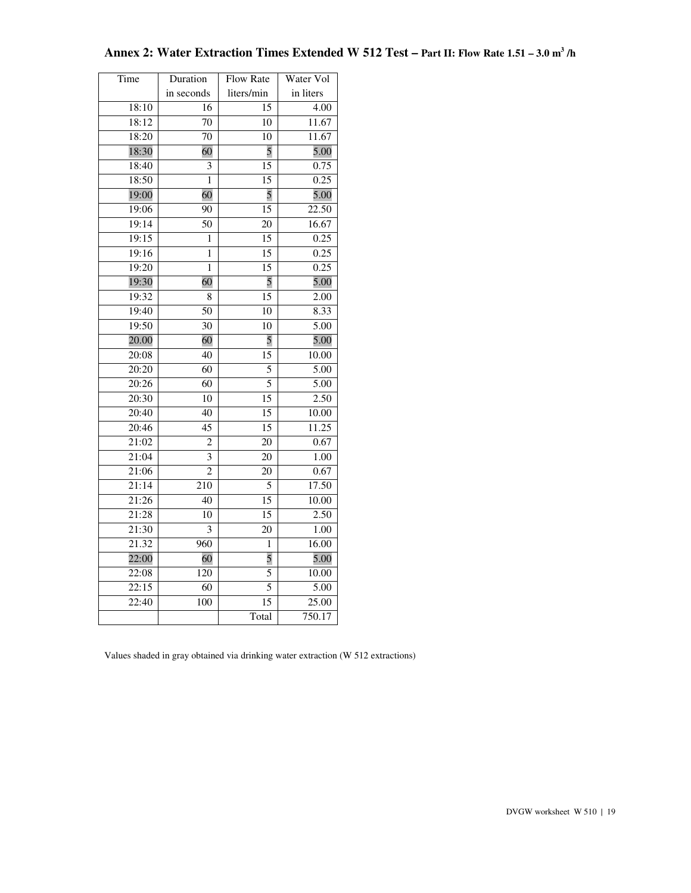## Annex 2: Water Extraction Times Extended W 512 Test – Part II: Flow Rate 1.51 – 3.0 $m^3$ /h

| Time | Duration in seconds | Flow Rate liters/min | Water Vol in liters |
|---|---|---|---|
| 18:10 | 16 | 15 | 4.00 |
| 18:12 | 70 | 10 | 11.67 |
| 18:20 | 70 | 10 | 11.67 |
| 18:30 | 60 | 5 | 5.00 |
| 18:40 | 3 | 15 | 0.75 |
| 18:50 | 1 | 15 | 0.25 |
| 19:00 | 60 | 5 | 5.00 |
| 19:06 | 90 | 15 | 22.50 |
| 19:14 | 50 | 20 | 16.67 |
| 19:15 | 1 | 15 | 0.25 |
| 19:16 | 1 | 15 | 0.25 |
| 19:20 | 1 | 15 | 0.25 |
| 19:30 | 60 | 5 | 5.00 |
| 19:32 | 8 | 15 | 2.00 |
| 19:40 | 50 | 10 | 8.33 |
| 19:50 | 30 | 10 | 5.00 |
| 20.00 | 60 | 5 | 5.00 |
| 20:08 | 40 | 15 | 10.00 |
| 20:20 | 60 | 5 | 5.00 |
| 20:26 | 60 | 5 | 5.00 |
| 20:30 | 10 | 15 | 2.50 |
| 20:40 | 40 | 15 | 10.00 |
| 20:46 | 45 | 15 | 11.25 |
| 21:02 | 2 | 20 | 0.67 |
| 21:04 | 3 | 20 | 1.00 |
| 21:06 | 2 | 20 | 0.67 |
| 21:14 | 210 | 5 | 17.50 |
| 21:26 | 40 | 15 | 10.00 |
| 21:28 | 10 | 15 | 2.50 |
| 21:30 | 3 | 20 | 1.00 |
| 21.32 | 960 | 1 | 16.00 |
| 22:00 | 60 | 5 | 5.00 |
| 22:08 | 120 | 5 | 10.00 |
| 22:15 | 60 | 5 | 5.00 |
| 22:40 | 100 | 15 | 25.00 |
| | | Total | 750.17 |

Values shaded in gray obtained via drinking water extraction (W 512 extractions)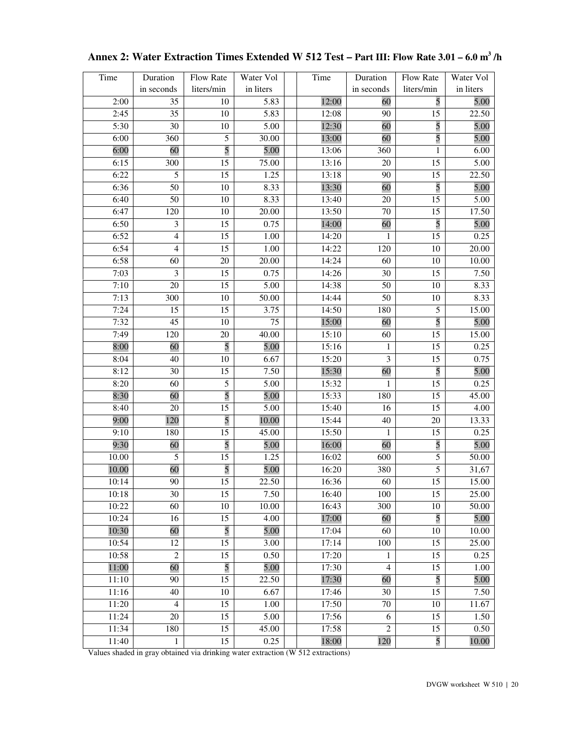## Annex 2: Water Extraction Times Extended W 512 Test – Part III: Flow Rate 3.01 – 6.0 $m^3$ /h

| Time | Duration in seconds | Flow Rate liters/min | Water Vol in liters | | Time | Duration in seconds | Flow Rate liters/min | Water Vol in liters |
|---|---|---|---|---|---|---|---|---|
| 2:00 | 35 | 10 | 5.83 | | 12:00 | 60 | 5 | 5.00 |
| 2:45 | 35 | 10 | 5.83 | | 12:08 | 90 | 15 | 22.50 |
| 5:30 | 30 | 10 | 5.00 | | 12:30 | 60 | 5 | 5.00 |
| 6:00 | 360 | 5 | 30.00 | | 13:00 | 60 | 5 | 5.00 |
| 6:00 | 60 | 5 | 5.00 | | 13:06 | 360 | 1 | 6.00 |
| 6:15 | 300 | 15 | 75.00 | | 13:16 | 20 | 15 | 5.00 |
| 6:22 | 5 | 15 | 1.25 | | 13:18 | 90 | 15 | 22.50 |
| 6:36 | 50 | 10 | 8.33 | | 13:30 | 60 | 5 | 5.00 |
| 6:40 | 50 | 10 | 8.33 | | 13:40 | 20 | 15 | 5.00 |
| 6:47 | 120 | 10 | 20.00 | | 13:50 | 70 | 15 | 17.50 |
| 6:50 | 3 | 15 | 0.75 | | 14:00 | 60 | 5 | 5.00 |
| 6:52 | 4 | 15 | 1.00 | | 14:20 | 1 | 15 | 0.25 |
| 6:54 | 4 | 15 | 1.00 | | 14:22 | 120 | 10 | 20.00 |
| 6:58 | 60 | 20 | 20.00 | | 14:24 | 60 | 10 | 10.00 |
| 7:03 | 3 | 15 | 0.75 | | 14:26 | 30 | 15 | 7.50 |
| 7:10 | 20 | 15 | 5.00 | | 14:38 | 50 | 10 | 8.33 |
| 7:13 | 300 | 10 | 50.00 | | 14:44 | 50 | 10 | 8.33 |
| 7:24 | 15 | 15 | 3.75 | | 14:50 | 180 | 5 | 15.00 |
| 7:32 | 45 | 10 | 75 | | 15:00 | 60 | 5 | 5.00 |
| 7:49 | 120 | 20 | 40.00 | | 15:10 | 60 | 15 | 15.00 |
| 8:00 | 60 | 5 | 5.00 | | 15:16 | 1 | 15 | 0.25 |
| 8:04 | 40 | 10 | 6.67 | | 15:20 | 3 | 15 | 0.75 |
| 8:12 | 30 | 15 | 7.50 | | 15:30 | 60 | 5 | 5.00 |
| 8:20 | 60 | 5 | 5.00 | | 15:32 | 1 | 15 | 0.25 |
| 8:30 | 60 | 5 | 5.00 | | 15:33 | 180 | 15 | 45.00 |
| 8:40 | 20 | 15 | 5.00 | | 15:40 | 16 | 15 | 4.00 |
| 9:00 | 120 | 5 | 10.00 | | 15:44 | 40 | 20 | 13.33 |
| 9:10 | 180 | 15 | 45.00 | | 15:50 | 1 | 15 | 0.25 |
| 9:30 | 60 | 5 | 5.00 | | 16:00 | 60 | 5 | 5.00 |
| 10.00 | 5 | 15 | 1.25 | | 16:02 | 600 | 5 | 50.00 |
| 10.00 | 60 | 5 | 5.00 | | 16:20 | 380 | 5 | 31,67 |
| 10:14 | 90 | 15 | 22.50 | | 16:36 | 60 | 15 | 15.00 |
| 10:18 | 30 | 15 | 7.50 | | 16:40 | 100 | 15 | 25.00 |
| 10:22 | 60 | 10 | 10.00 | | 16:43 | 300 | 10 | 50.00 |
| 10:24 | 16 | 15 | 4.00 | | 17:00 | 60 | 5 | 5.00 |
| 10:30 | 60 | 5 | 5.00 | | 17:04 | 60 | 10 | 10.00 |
| 10:54 | 12 | 15 | 3.00 | | 17:14 | 100 | 15 | 25.00 |
| 10:58 | 2 | 15 | 0.50 | | 17:20 | 1 | 15 | 0.25 |
| 11:00 | 60 | 5 | 5.00 | | 17:30 | 4 | 15 | 1.00 |
| 11:10 | 90 | 15 | 22.50 | | 17:30 | 60 | 5 | 5.00 |
| 11:16 | 40 | 10 | 6.67 | | 17:46 | 30 | 15 | 7.50 |
| 11:20 | 4 | 15 | 1.00 | | 17:50 | 70 | 10 | 11.67 |
| 11:24 | 20 | 15 | 5.00 | | 17:56 | 6 | 15 | 1.50 |
| 11:34 | 180 | 15 | 45.00 | | 17:58 | 2 | 15 | 0.50 |
| 11:40 | 1 | 15 | 0.25 | | 18:00 | 120 | 5 | 10.00 |

Values shaded in gray obtained via drinking water extraction (W 512 extractions)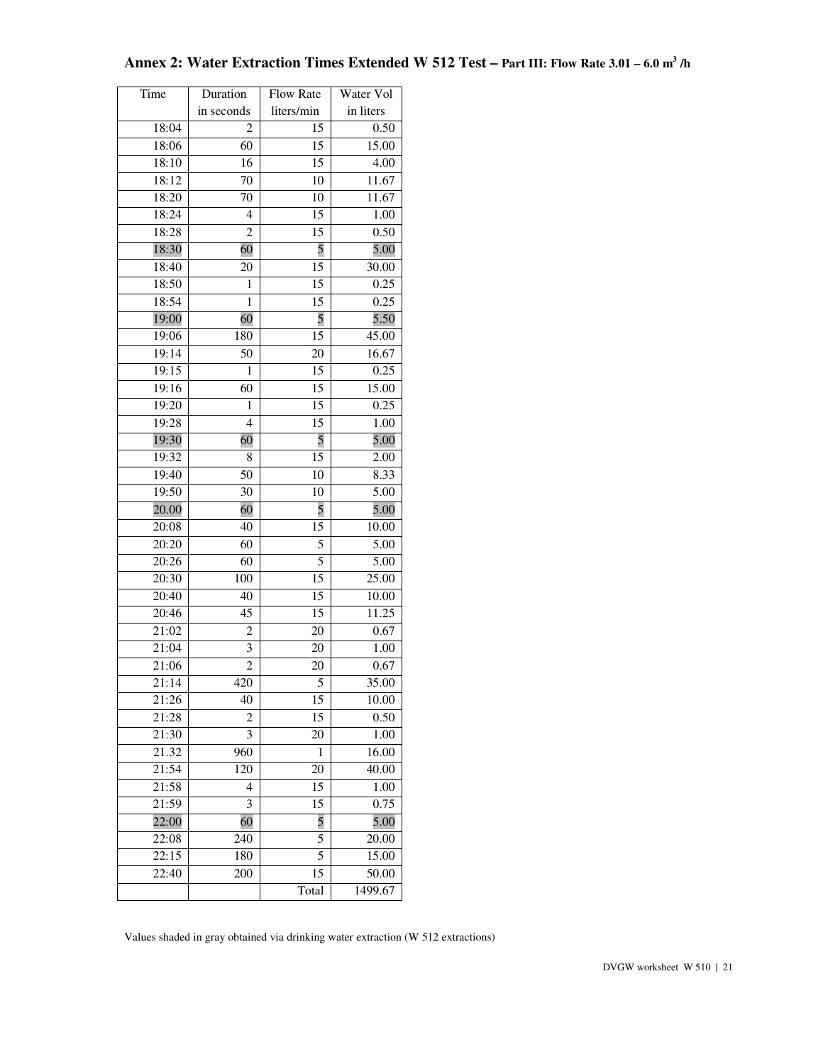## Annex 2: Water Extraction Times Extended W 512 Test – Part III: Flow Rate 3.01 – 6.0 $m^3$ /h

| Time | Duration in seconds | Flow Rate liters/min | Water Vol in liters |
|---|---|---|---|
| 18:04 | 2 | 15 | 0.50 |
| 18:06 | 60 | 15 | 15.00 |
| 18:10 | 16 | 15 | 4.00 |
| 18:12 | 70 | 10 | 11.67 |
| 18:20 | 70 | 10 | 11.67 |
| 18:24 | 4 | 15 | 1.00 |
| 18:28 | 2 | 15 | 0.50 |
| 18:30 | 60 | 5 | 5.00 |
| 18:40 | 20 | 15 | 30.00 |
| 18:50 | 1 | 15 | 0.25 |
| 18:54 | 1 | 15 | 0.25 |
| 19:00 | 60 | 5 | 5.50 |
| 19:06 | 180 | 15 | 45.00 |
| 19:14 | 50 | 20 | 16.67 |
| 19:15 | 1 | 15 | 0.25 |
| 19:16 | 60 | 15 | 15.00 |
| 19:20 | 1 | 15 | 0.25 |
| 19:28 | 4 | 15 | 1.00 |
| 19:30 | 60 | 5 | 5.00 |
| 19:32 | 8 | 15 | 2.00 |
| 19:40 | 50 | 10 | 8.33 |
| 19:50 | 30 | 10 | 5.00 |
| 20.00 | 60 | 5 | 5.00 |
| 20:08 | 40 | 15 | 10.00 |
| 20:20 | 60 | 5 | 5.00 |
| 20:26 | 60 | 5 | 5.00 |
| 20:30 | 100 | 15 | 25.00 |
| 20:40 | 40 | 15 | 10.00 |
| 20:46 | 45 | 15 | 11.25 |
| 21:02 | 2 | 20 | 0.67 |
| 21:04 | 3 | 20 | 1.00 |
| 21:06 | 2 | 20 | 0.67 |
| 21:14 | 420 | 5 | 35.00 |
| 21:26 | 40 | 15 | 10.00 |
| 21:28 | 2 | 15 | 0.50 |
| 21:30 | 3 | 20 | 1.00 |
| 21.32 | 960 | 1 | 16.00 |
| 21:54 | 120 | 20 | 40.00 |
| 21:58 | 4 | 15 | 1.00 |
| 21:59 | 3 | 15 | 0.75 |
| 22:00 | 60 | 5 | 5.00 |
| 22:08 | 240 | 5 | 20.00 |
| 22:15 | 180 | 5 | 15.00 |
| 22:40 | 200 | 15 | 50.00 |
| | | Total | 1499.67 |

Values shaded in gray obtained via drinking water extraction (W 512 extractions)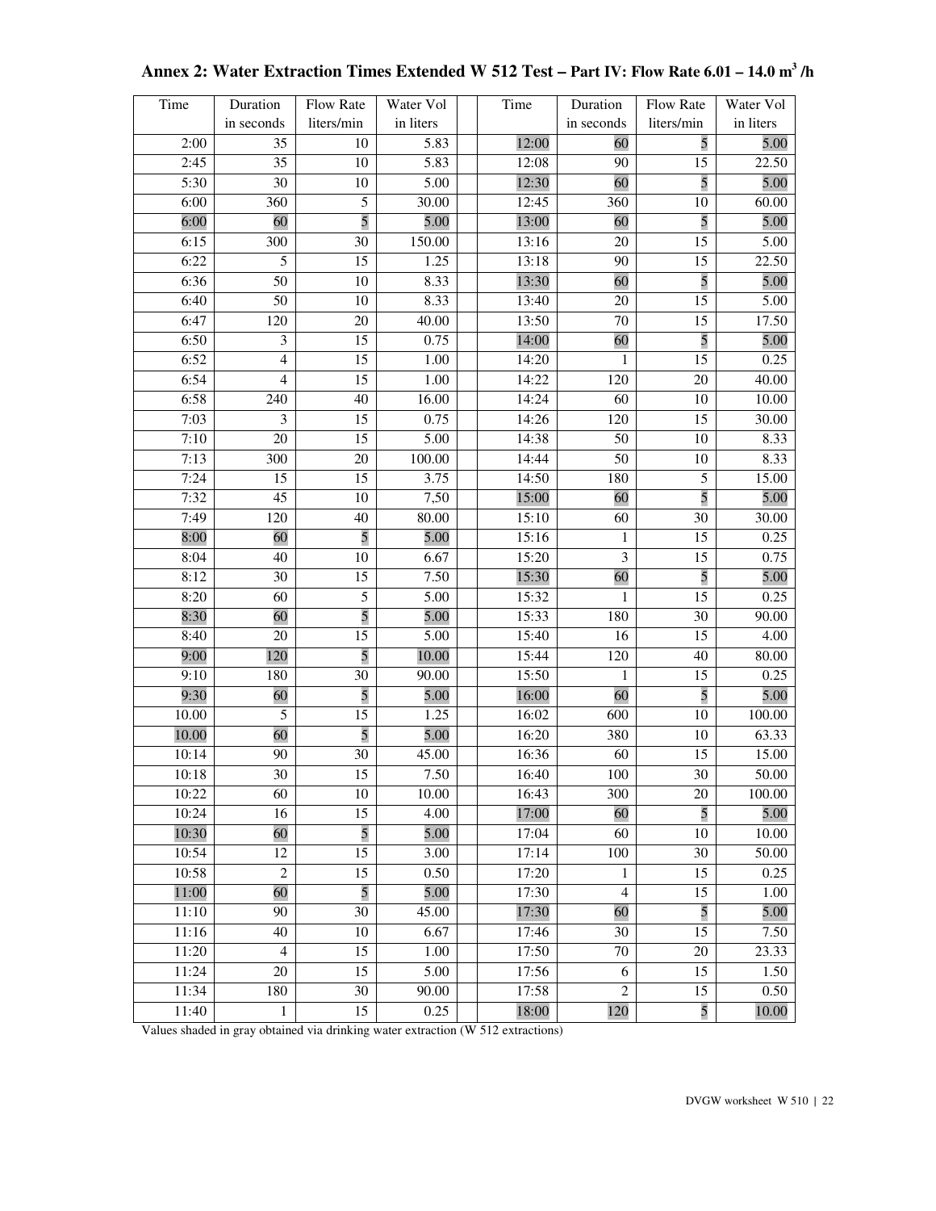## Annex 2: Water Extraction Times Extended W 512 Test – Part IV: Flow Rate 6.01 – 14.0 $m^3$/h

| Time | Duration in seconds | Flow Rate liters/min | Water Vol in liters | | Time | Duration in seconds | Flow Rate liters/min | Water Vol in liters |
|---|---|---|---|---|---|---|---|---|
| 2:00 | 35 | 10 | 5.83 | | 12:00 | 60 | 5 | 5.00 |
| 2:45 | 35 | 10 | 5.83 | | 12:08 | 90 | 15 | 22.50 |
| 5:30 | 30 | 10 | 5.00 | | 12:30 | 60 | 5 | 5.00 |
| 6:00 | 360 | 5 | 30.00 | | 12:45 | 360 | 10 | 60.00 |
| 6:00 | 60 | 5 | 5.00 | | 13:00 | 60 | 5 | 5.00 |
| 6:15 | 300 | 30 | 150.00 | | 13:16 | 20 | 15 | 5.00 |
| 6:22 | 5 | 15 | 1.25 | | 13:18 | 90 | 15 | 22.50 |
| 6:36 | 50 | 10 | 8.33 | | 13:30 | 60 | 5 | 5.00 |
| 6:40 | 50 | 10 | 8.33 | | 13:40 | 20 | 15 | 5.00 |
| 6:47 | 120 | 20 | 40.00 | | 13:50 | 70 | 15 | 17.50 |
| 6:50 | 3 | 15 | 0.75 | | 14:00 | 60 | 5 | 5.00 |
| 6:52 | 4 | 15 | 1.00 | | 14:20 | 1 | 15 | 0.25 |
| 6:54 | 4 | 15 | 1.00 | | 14:22 | 120 | 20 | 40.00 |
| 6:58 | 240 | 40 | 16.00 | | 14:24 | 60 | 10 | 10.00 |
| 7:03 | 3 | 15 | 0.75 | | 14:26 | 120 | 15 | 30.00 |
| 7:10 | 20 | 15 | 5.00 | | 14:38 | 50 | 10 | 8.33 |
| 7:13 | 300 | 20 | 100.00 | | 14:44 | 50 | 10 | 8.33 |
| 7:24 | 15 | 15 | 3.75 | | 14:50 | 180 | 5 | 15.00 |
| 7:32 | 45 | 10 | 7,50 | | 15:00 | 60 | 5 | 5.00 |
| 7:49 | 120 | 40 | 80.00 | | 15:10 | 60 | 30 | 30.00 |
| 8:00 | 60 | 5 | 5.00 | | 15:16 | 1 | 15 | 0.25 |
| 8:04 | 40 | 10 | 6.67 | | 15:20 | 3 | 15 | 0.75 |
| 8:12 | 30 | 15 | 7.50 | | 15:30 | 60 | 5 | 5.00 |
| 8:20 | 60 | 5 | 5.00 | | 15:32 | 1 | 15 | 0.25 |
| 8:30 | 60 | 5 | 5.00 | | 15:33 | 180 | 30 | 90.00 |
| 8:40 | 20 | 15 | 5.00 | | 15:40 | 16 | 15 | 4.00 |
| 9:00 | 120 | 5 | 10.00 | | 15:44 | 120 | 40 | 80.00 |
| 9:10 | 180 | 30 | 90.00 | | 15:50 | 1 | 15 | 0.25 |
| 9:30 | 60 | 5 | 5.00 | | 16:00 | 60 | 5 | 5.00 |
| 10.00 | 5 | 15 | 1.25 | | 16:02 | 600 | 10 | 100.00 |
| 10.00 | 60 | 5 | 5.00 | | 16:20 | 380 | 10 | 63.33 |
| 10:14 | 90 | 30 | 45.00 | | 16:36 | 60 | 15 | 15.00 |
| 10:18 | 30 | 15 | 7.50 | | 16:40 | 100 | 30 | 50.00 |
| 10:22 | 60 | 10 | 10.00 | | 16:43 | 300 | 20 | 100.00 |
| 10:24 | 16 | 15 | 4.00 | | 17:00 | 60 | 5 | 5.00 |
| 10:30 | 60 | 5 | 5.00 | | 17:04 | 60 | 10 | 10.00 |
| 10:54 | 12 | 15 | 3.00 | | 17:14 | 100 | 30 | 50.00 |
| 10:58 | 2 | 15 | 0.50 | | 17:20 | 1 | 15 | 0.25 |
| 11:00 | 60 | 5 | 5.00 | | 17:30 | 4 | 15 | 1.00 |
| 11:10 | 90 | 30 | 45.00 | | 17:30 | 60 | 5 | 5.00 |
| 11:16 | 40 | 10 | 6.67 | | 17:46 | 30 | 15 | 7.50 |
| 11:20 | 4 | 15 | 1.00 | | 17:50 | 70 | 20 | 23.33 |
| 11:24 | 20 | 15 | 5.00 | | 17:56 | 6 | 15 | 1.50 |
| 11:34 | 180 | 30 | 90.00 | | 17:58 | 2 | 15 | 0.50 |
| 11:40 | 1 | 15 | 0.25 | | 18:00 | 120 | 5 | 10.00 |

Values shaded in gray obtained via drinking water extraction (W 512 extractions)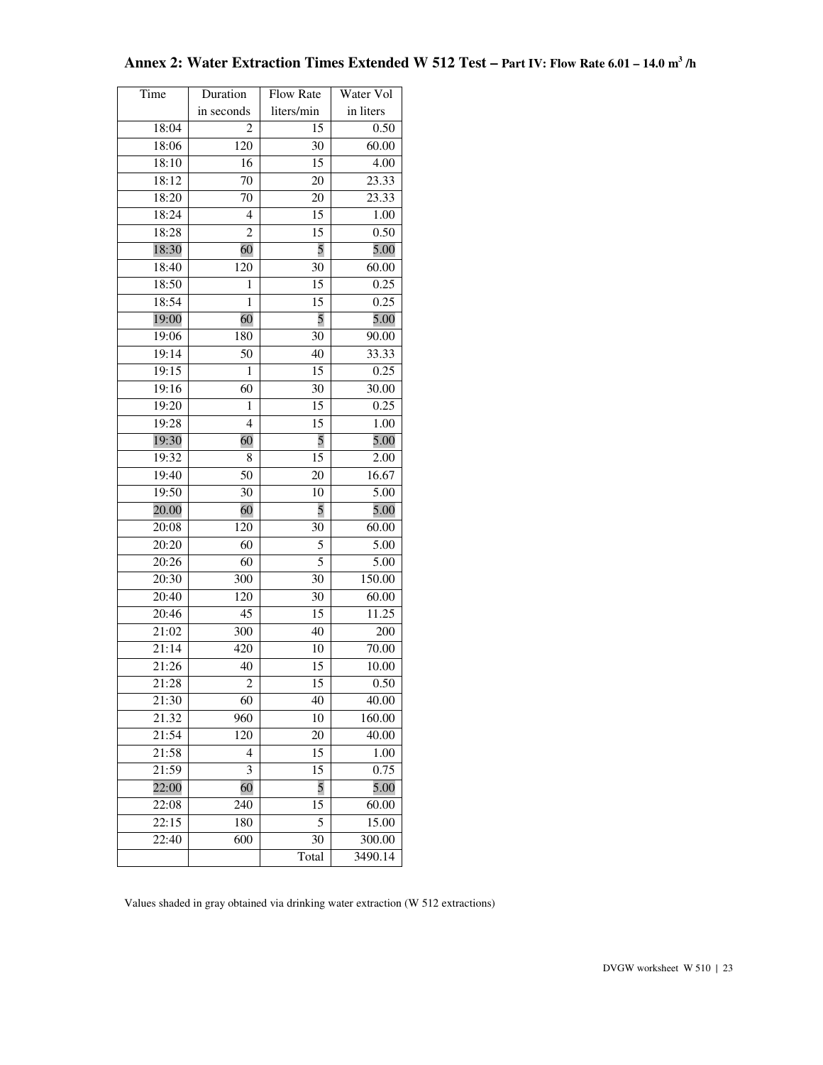## Annex 2: Water Extraction Times Extended W 512 Test – Part IV: Flow Rate 6.01 – 14.0 $m^3$ /h

| Time | Duration in seconds | Flow Rate liters/min | Water Vol in liters |
|---|---|---|---|
| 18:04 | 2 | 15 | 0.50 |
| 18:06 | 120 | 30 | 60.00 |
| 18:10 | 16 | 15 | 4.00 |
| 18:12 | 70 | 20 | 23.33 |
| 18:20 | 70 | 20 | 23.33 |
| 18:24 | 4 | 15 | 1.00 |
| 18:28 | 2 | 15 | 0.50 |
| 18:30 | 60 | 5 | 5.00 |
| 18:40 | 120 | 30 | 60.00 |
| 18:50 | 1 | 15 | 0.25 |
| 18:54 | 1 | 15 | 0.25 |
| 19:00 | 60 | 5 | 5.00 |
| 19:06 | 180 | 30 | 90.00 |
| 19:14 | 50 | 40 | 33.33 |
| 19:15 | 1 | 15 | 0.25 |
| 19:16 | 60 | 30 | 30.00 |
| 19:20 | 1 | 15 | 0.25 |
| 19:28 | 4 | 15 | 1.00 |
| 19:30 | 60 | 5 | 5.00 |
| 19:32 | 8 | 15 | 2.00 |
| 19:40 | 50 | 20 | 16.67 |
| 19:50 | 30 | 10 | 5.00 |
| 20.00 | 60 | 5 | 5.00 |
| 20:08 | 120 | 30 | 60.00 |
| 20:20 | 60 | 5 | 5.00 |
| 20:26 | 60 | 5 | 5.00 |
| 20:30 | 300 | 30 | 150.00 |
| 20:40 | 120 | 30 | 60.00 |
| 20:46 | 45 | 15 | 11.25 |
| 21:02 | 300 | 40 | 200 |
| 21:14 | 420 | 10 | 70.00 |
| 21:26 | 40 | 15 | 10.00 |
| 21:28 | 2 | 15 | 0.50 |
| 21:30 | 60 | 40 | 40.00 |
| 21.32 | 960 | 10 | 160.00 |
| 21:54 | 120 | 20 | 40.00 |
| 21:58 | 4 | 15 | 1.00 |
| 21:59 | 3 | 15 | 0.75 |
| 22:00 | 60 | 5 | 5.00 |
| 22:08 | 240 | 15 | 60.00 |
| 22:15 | 180 | 5 | 15.00 |
| 22:40 | 600 | 30 | 300.00 |
| | | Total | 3490.14 |

Values shaded in gray obtained via drinking water extraction (W 512 extractions)